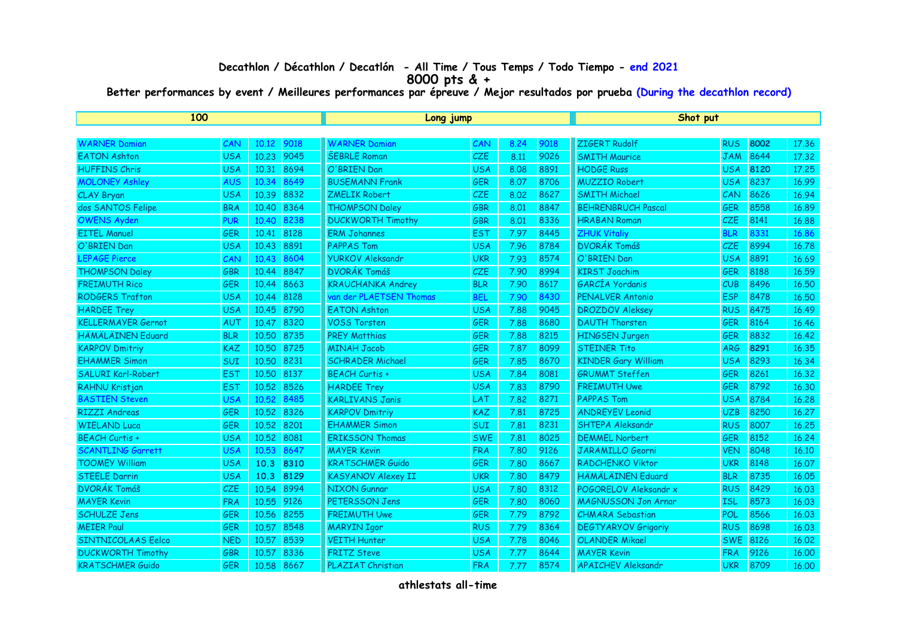# Decathlon / Décathlon / Decatlón - All Time / Tous Temps / Todo Tiempo - end 2021

## 8000 pts & +

**Better performances by event / Meilleures performances par épreuve / Mejor resultados por prueba (During the decathlon record)**

| 100 | | | | Long jump | | | | Shot put | | | |
|---|---|---|---|---|---|---|---|---|---|---|---|
| WARNER Damian | CAN | 10.12 | 9018 | WARNER Damian | CAN | 8.24 | 9018 | ZIGERT Rudolf | RUS | **8002** | 17.36 |
| EATON Ashton | USA | 10.23 | 9045 | ŠEBRLE Roman | CZE | 8.11 | 9026 | SMITH Maurice | JAM | 8644 | 17.32 |
| HUFFINS Chris | USA | 10.31 | 8694 | O'BRIEN Dan | USA | 8.08 | 8891 | HODGE Russ | USA | **8120** | 17.25 |
| MOLONEY Ashley | AUS | 10.34 | 8649 | BUSEMANN Frank | GER | 8.07 | 8706 | MUZZIO Robert | USA | 8237 | 16.99 |
| CLAY Bryan | USA | 10.39 | 8832 | ZMELIK Robert | CZE | 8.02 | 8627 | SMITH Michael | CAN | 8626 | 16.94 |
| dos SANTOS Felipe | BRA | 10.40 | 8364 | THOMPSON Daley | GBR | 8.01 | 8847 | BEHRENBRUCH Pascal | GER | 8558 | 16.89 |
| OWENS Ayden | PUR | 10.40 | 8238 | DUCKWORTH Timothy | GBR | 8.01 | 8336 | HRABAN Roman | CZE | 8141 | 16.88 |
| EITEL Manuel | GER | 10.41 | 8128 | ERM Johannes | EST | 7.97 | 8445 | ZHUK Vitaliy | BLR | 8331 | 16.86 |
| O'BRIEN Dan | USA | 10.43 | 8891 | PAPPAS Tom | USA | 7.96 | 8784 | DVORÁK Tomáš | CZE | 8994 | 16.78 |
| LEPAGE Pierce | CAN | 10.43 | 8604 | YURKOV Aleksandr | UKR | 7.93 | 8574 | O'BRIEN Dan | USA | 8891 | 16.69 |
| THOMPSON Daley | GBR | 10.44 | 8847 | DVORÁK Tomáš | CZE | 7.90 | 8994 | KIRST Joachim | GER | 8188 | 16.59 |
| FREIMUTH Rico | GER | 10.44 | 8663 | KRAUCHANKA Andrey | BLR | 7.90 | 8617 | GARCÍA Yordanis | CUB | 8496 | 16.50 |
| RODGERS Trafton | USA | 10.44 | 8128 | van der PLAETSEN Thomas | BEL | 7.90 | 8430 | PENALVER Antonio | ESP | 8478 | 16.50 |
| HARDEE Trey | USA | 10.45 | 8790 | EATON Ashton | USA | 7.88 | 9045 | DROZDOV Aleksey | RUS | 8475 | 16.49 |
| KELLERMAYER Gernot | AUT | 10.47 | 8320 | VOSS Torsten | GER | 7.88 | 8680 | DAUTH Thorsten | GER | 8164 | 16.46 |
| HÄMÄLÄINEN Eduard | BLR | 10.50 | 8735 | PREY Matthias | GER | 7.88 | 8215 | HINGSEN Jurgen | GER | 8832 | 16.42 |
| KARPOV Dmitriy | KAZ | 10.50 | 8725 | MINAH Jacob | GER | 7.87 | 8099 | STEINER Tito | ARG | **8291** | 16.35 |
| EHAMMER Simon | SUI | 10.50 | 8231 | SCHRADER Michael | GER | 7.85 | 8670 | KINDER Gary William | USA | 8293 | 16.34 |
| SALURI Karl-Robert | EST | 10.50 | 8137 | BEACH Curtis + | USA | 7.84 | 8081 | GRUMMT Steffen | GER | 8261 | 16.32 |
| RAHNU Kristjan | EST | 10.52 | 8526 | HARDEE Trey | USA | 7.83 | 8790 | FREIMUTH Uwe | GER | 8792 | 16.30 |
| BASTIEN Steven | USA | 10.52 | 8485 | KARLIVANS Janis | LAT | 7.82 | 8271 | PAPPAS Tom | USA | 8784 | 16.28 |
| RIZZI Andreas | GER | 10.52 | 8326 | KARPOV Dmitriy | KAZ | 7.81 | 8725 | ANDREYEV Leonid | UZB | 8250 | 16.27 |
| WIELAND Luca | GER | 10.52 | 8201 | EHAMMER Simon | SUI | 7.81 | 8231 | SHTEPA Aleksandr | RUS | 8007 | 16.25 |
| BEACH Curtis + | USA | 10.52 | 8081 | ERIKSSON Thomas | SWE | 7.81 | 8025 | DEMMEL Norbert | GER | 8152 | 16.24 |
| SCANTLING Garrett | USA | 10.53 | 8647 | MAYER Kevin | FRA | 7.80 | 9126 | JARAMILLO Georni | VEN | 8048 | 16.10 |
| TOOMEY William | USA | **10.3** | **8310** | KRATSCHMER Guido | GER | 7.80 | 8667 | RADCHENKO Viktor | UKR | 8148 | 16.07 |
| STEELE Darrin | USA | **10.3** | **8129** | KASYANOV Alexey II | UKR | 7.80 | 8479 | HÄMÄLÄINEN Eduard | BLR | 8735 | 16.05 |
| DVORÁK Tomáš | CZE | 10.54 | 8994 | NIXON Gunnar | USA | 7.80 | 8312 | POGORELOV Aleksandr x | RUS | 8429 | 16.03 |
| MAYER Kevin | FRA | 10.55 | 9126 | PETERSSON Jens | GER | 7.80 | 8060 | MAGNUSSON Jon Arnar | ISL | 8573 | 16.03 |
| SCHULZE Jens | GER | 10.56 | 8255 | FREIMUTH Uwe | GER | 7.79 | 8792 | CHMARA Sebastian | POL | 8566 | 16.03 |
| MEIER Paul | GER | 10.57 | 8548 | MARYIN Igor | RUS | 7.79 | 8364 | DEGTYARYOV Grigoriy | RUS | 8698 | 16.03 |
| SINTNICOLAAS Eelco | NED | 10.57 | 8539 | VEITH Hunter | USA | 7.78 | 8046 | OLANDER Mikael | SWE | 8126 | 16.02 |
| DUCKWORTH Timothy | GBR | 10.57 | 8336 | FRITZ Steve | USA | 7.77 | 8644 | MAYER Kevin | FRA | 9126 | 16.00 |
| KRATSCHMER Guido | GER | 10.58 | 8667 | PLAZIAT Christian | FRA | 7.77 | 8574 | APAICHEV Aleksandr | UKR | 8709 | 16.00 |

athlestats all-time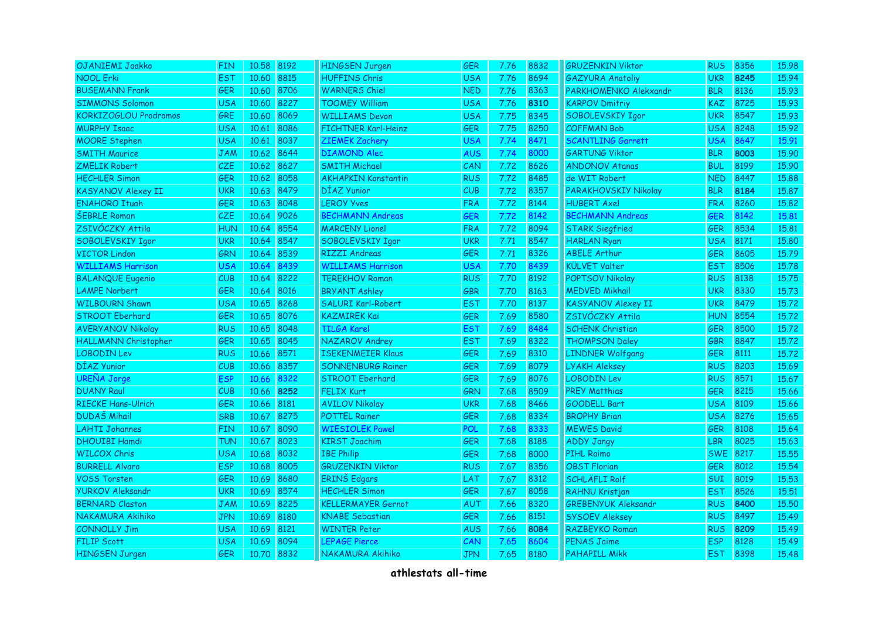| | | | | | | | | | | | |
|---|---|---|---|---|---|---|---|---|---|---|---|
| OJANIEMI Jaakko | FIN | 10.58 | 8192 | HINGSEN Jurgen | GER | 7.76 | 8832 | GRUZENKIN Viktor | RUS | 8356 | 15.98 |
| NOOL Erki | EST | 10.60 | 8815 | HUFFINS Chris | USA | 7.76 | 8694 | GAZYURA Anatoliy | UKR | **8245** | 15.94 |
| BUSEMANN Frank | GER | 10.60 | 8706 | WARNERS Chiel | NED | 7.76 | 8363 | PARKHOMENKO Alekxandr | BLR | 8136 | 15.93 |
| SIMMONS Solomon | USA | 10.60 | 8227 | TOOMEY William | USA | 7.76 | **8310** | KARPOV Dmitriy | KAZ | 8725 | 15.93 |
| KORKIZOGLOU Prodromos | GRE | 10.60 | 8069 | WILLIAMS Devon | USA | 7.75 | 8345 | SOBOLEVSKIY Igor | UKR | 8547 | 15.93 |
| MURPHY Isaac | USA | 10.61 | 8086 | FICHTNER Karl-Heinz | GER | 7.75 | 8250 | COFFMAN Bob | USA | 8248 | 15.92 |
| MOORE Stephen | USA | 10.61 | 8037 | ZIEMEK Zachery | USA | 7.74 | 8471 | SCANTLING Garrett | USA | 8647 | 15.91 |
| SMITH Maurice | JAM | 10.62 | 8644 | DIAMOND Alec | AUS | 7.74 | 8000 | GARTUNG Viktor | BLR | **8003** | 15.90 |
| ZMELIK Robert | CZE | 10.62 | 8627 | SMITH Michael | CAN | 7.72 | 8626 | ANDONOV Atanas | BUL | 8199 | 15.90 |
| HECHLER Simon | GER | 10.62 | 8058 | AKHAPKIN Konstantin | RUS | 7.72 | 8485 | de WIT Robert | NED | 8447 | 15.88 |
| KASYANOV Alexey II | UKR | 10.63 | 8479 | DÍAZ Yunior | CUB | 7.72 | 8357 | PARAKHOVSKIY Nikolay | BLR | **8184** | 15.87 |
| ENAHORO Ituah | GER | 10.63 | 8048 | LEROY Yves | FRA | 7.72 | 8144 | HUBERT Axel | FRA | 8260 | 15.82 |
| ŠEBRLE Roman | CZE | 10.64 | 9026 | BECHMANN Andreas | GER | 7.72 | 8142 | BECHMANN Andreas | GER | 8142 | 15.81 |
| ZSIVÓCZKY Attila | HUN | 10.64 | 8554 | MARCENY Lionel | FRA | 7.72 | 8094 | STARK Siegfried | GER | 8534 | 15.81 |
| SOBOLEVSKIY Igor | UKR | 10.64 | 8547 | SOBOLEVSKIY Igor | UKR | 7.71 | 8547 | HARLAN Ryan | USA | 8171 | 15.80 |
| VICTOR Lindon | GRN | 10.64 | 8539 | RIZZI Andreas | GER | 7.71 | 8326 | ABELE Arthur | GER | 8605 | 15.79 |
| WILLIAMS Harrison | USA | 10.64 | 8439 | WILLIAMS Harrison | USA | 7.70 | 8439 | KÜLVET Valter | EST | 8506 | 15.78 |
| BALANQUE Eugenio | CUB | 10.64 | 8222 | TEREKHOV Roman | RUS | 7.70 | 8192 | POPTSOV Nikolay | RUS | 8138 | 15.75 |
| LAMPE Norbert | GER | 10.64 | 8016 | BRYANT Ashley | GBR | 7.70 | 8163 | MEDVED Mikhail | UKR | 8330 | 15.73 |
| WILBOURN Shawn | USA | 10.65 | 8268 | SALURI Karl-Robert | EST | 7.70 | 8137 | KASYANOV Alexey II | UKR | 8479 | 15.72 |
| STROOT Eberhard | GER | 10.65 | 8076 | KAZMIREK Kai | GER | 7.69 | 8580 | ZSIVÓCZKY Attila | HUN | 8554 | 15.72 |
| AVERYANOV Nikolay | RUS | 10.65 | 8048 | TILGA Karel | EST | 7.69 | 8484 | SCHENK Christian | GER | 8500 | 15.72 |
| HALLMANN Christopher | GER | 10.65 | 8045 | NAZAROV Andrey | EST | 7.69 | 8322 | THOMPSON Daley | GBR | 8847 | 15.72 |
| LOBODIN Lev | RUS | 10.66 | 8571 | ISEKENMEIER Klaus | GER | 7.69 | 8310 | LINDNER Wolfgang | GER | 8111 | 15.72 |
| DÍAZ Yunior | CUB | 10.66 | 8357 | SONNENBURG Rainer | GER | 7.69 | 8079 | LYAKH Aleksey | RUS | 8203 | 15.69 |
| UREÑA Jorge | ESP | 10.66 | 8322 | STROOT Eberhard | GER | 7.69 | 8076 | LOBODIN Lev | RUS | 8571 | 15.67 |
| DUANY Raul | CUB | 10.66 | **8252** | FELIX Kurt | GRN | 7.68 | 8509 | PREY Matthias | GER | 8215 | 15.66 |
| RIECKE Hans-Ulrich | GER | 10.66 | 8181 | AVILOV Nikolay | UKR | 7.68 | 8466 | GOODELL Bart | USA | 8109 | 15.66 |
| DUDAŠ Mihail | SRB | 10.67 | 8275 | POTTEL Rainer | GER | 7.68 | 8334 | BROPHY Brian | USA | 8276 | 15.65 |
| LAHTI Johannes | FIN | 10.67 | 8090 | WIESIOLEK Pawel | POL | 7.68 | 8333 | MEWES David | GER | 8108 | 15.64 |
| DHOUIBI Hamdi | TUN | 10.67 | 8023 | KIRST Joachim | GER | 7.68 | 8188 | ADDY Jangy | LBR | 8025 | 15.63 |
| WILCOX Chris | USA | 10.68 | 8032 | IBE Philip | GER | 7.68 | 8000 | PIHL Raimo | SWE | 8217 | 15.55 |
| BURRELL Alvaro | ESP | 10.68 | 8005 | GRUZENKIN Viktor | RUS | 7.67 | 8356 | OBST Florian | GER | 8012 | 15.54 |
| VOSS Torsten | GER | 10.69 | 8680 | ERINŠ Edgars | LAT | 7.67 | 8312 | SCHLÄFLI Rolf | SUI | 8019 | 15.53 |
| YURKOV Aleksandr | UKR | 10.69 | 8574 | HECHLER Simon | GER | 7.67 | 8058 | RAHNU Kristjan | EST | 8526 | 15.51 |
| BERNARD Claston | JAM | 10.69 | 8225 | KELLERMAYER Gernot | AUT | 7.66 | 8320 | GREBENYUK Aleksandr | RUS | **8400** | 15.50 |
| NAKAMURA Akihiko | JPN | 10.69 | 8180 | KNABE Sebastian | GER | 7.66 | 8151 | SYSOEV Aleksey | RUS | 8497 | 15.49 |
| CONNOLLY Jim | USA | 10.69 | 8121 | WINTER Peter | AUS | 7.66 | **8084** | RAZBEYKO Roman | RUS | **8209** | 15.49 |
| FILIP Scott | USA | 10.69 | 8094 | LEPAGE Pierce | CAN | 7.65 | 8604 | PENAS Jaime | ESP | 8128 | 15.49 |
| HINGSEN Jurgen | GER | 10.70 | 8832 | NAKAMURA Akihiko | JPN | 7.65 | 8180 | PAHAPILL Mikk | EST | 8398 | 15.48 |

**athlestats all-time**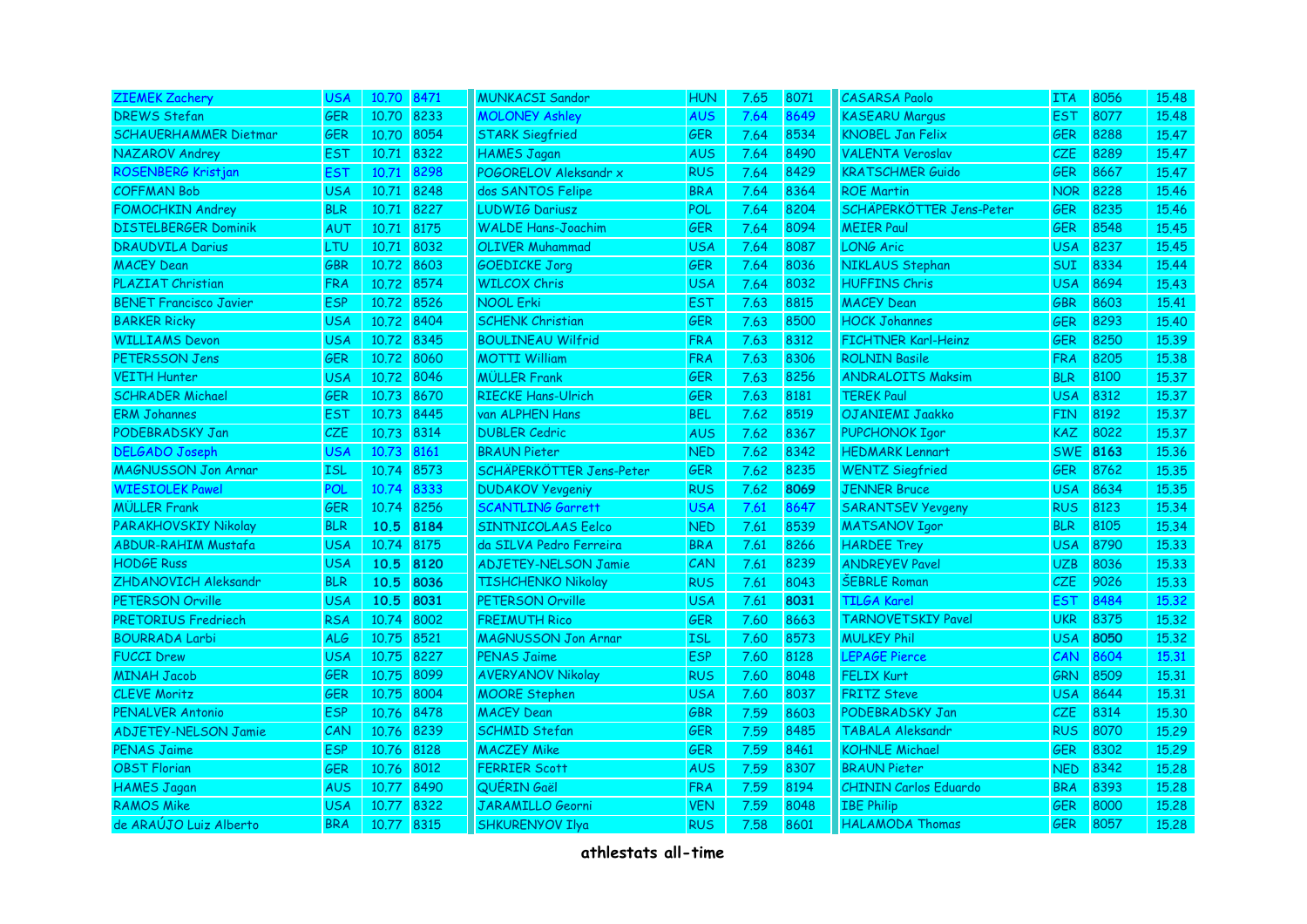| Name | Nat | Time | Score | Name | Nat | Mark | Score | Name | Nat | Score | Mark |
|---|---|---|---|---|---|---|---|---|---|---|---|
| ZIEMEK Zachery | USA | 10.70 | 8471 | MUNKACSI Sandor | HUN | 7.65 | 8071 | CASARSA Paolo | ITA | 8056 | 15.48 |
| DREWS Stefan | GER | 10.70 | 8233 | MOLONEY Ashley | AUS | 7.64 | 8649 | KASEARU Margus | EST | 8077 | 15.48 |
| SCHAUERHAMMER Dietmar | GER | 10.70 | 8054 | STARK Siegfried | GER | 7.64 | 8534 | KNOBEL Jan Felix | GER | 8288 | 15.47 |
| NAZAROV Andrey | EST | 10.71 | 8322 | HAMES Jagan | AUS | 7.64 | 8490 | VALENTA Veroslav | CZE | 8289 | 15.47 |
| ROSENBERG Kristjan | EST | 10.71 | 8298 | POGORELOV Aleksandr x | RUS | 7.64 | 8429 | KRATSCHMER Guido | GER | 8667 | 15.47 |
| COFFMAN Bob | USA | 10.71 | 8248 | dos SANTOS Felipe | BRA | 7.64 | 8364 | ROE Martin | NOR | 8228 | 15.46 |
| FOMOCHKIN Andrey | BLR | 10.71 | 8227 | LUDWIG Dariusz | POL | 7.64 | 8204 | SCHÄPERKÖTTER Jens-Peter | GER | 8235 | 15.46 |
| DISTELBERGER Dominik | AUT | 10.71 | 8175 | WALDE Hans-Joachim | GER | 7.64 | 8094 | MEIER Paul | GER | 8548 | 15.45 |
| DRAUDVILA Darius | LTU | 10.71 | 8032 | OLIVER Muhammad | USA | 7.64 | 8087 | LONG Aric | USA | 8237 | 15.45 |
| MACEY Dean | GBR | 10.72 | 8603 | GOEDICKE Jorg | GER | 7.64 | 8036 | NIKLAUS Stephan | SUI | 8334 | 15.44 |
| PLAZIAT Christian | FRA | 10.72 | 8574 | WILCOX Chris | USA | 7.64 | 8032 | HUFFINS Chris | USA | 8694 | 15.43 |
| BENET Francisco Javier | ESP | 10.72 | 8526 | NOOL Erki | EST | 7.63 | 8815 | MACEY Dean | GBR | 8603 | 15.41 |
| BARKER Ricky | USA | 10.72 | 8404 | SCHENK Christian | GER | 7.63 | 8500 | HOCK Johannes | GER | 8293 | 15.40 |
| WILLIAMS Devon | USA | 10.72 | 8345 | BOULINEAU Wilfrid | FRA | 7.63 | 8312 | FICHTNER Karl-Heinz | GER | 8250 | 15.39 |
| PETERSSON Jens | GER | 10.72 | 8060 | MOTTI William | FRA | 7.63 | 8306 | ROLNIN Basile | FRA | 8205 | 15.38 |
| VEITH Hunter | USA | 10.72 | 8046 | MÜLLER Frank | GER | 7.63 | 8256 | ANDRALOITS Maksim | BLR | 8100 | 15.37 |
| SCHRADER Michael | GER | 10.73 | 8670 | RIECKE Hans-Ulrich | GER | 7.63 | 8181 | TEREK Paul | USA | 8312 | 15.37 |
| ERM Johannes | EST | 10.73 | 8445 | van ALPHEN Hans | BEL | 7.62 | 8519 | OJANIEMI Jaakko | FIN | 8192 | 15.37 |
| PODEBRADSKY Jan | CZE | 10.73 | 8314 | DUBLER Cedric | AUS | 7.62 | 8367 | PUPCHONOK Igor | KAZ | 8022 | 15.37 |
| DELGADO Joseph | USA | 10.73 | 8161 | BRAUN Pieter | NED | 7.62 | 8342 | HEDMARK Lennart | SWE | **8163** | 15.36 |
| MAGNUSSON Jon Arnar | ISL | 10.74 | 8573 | SCHÄPERKÖTTER Jens-Peter | GER | 7.62 | 8235 | WENTZ Siegfried | GER | 8762 | 15.35 |
| WIESIOLEK Pawel | POL | 10.74 | 8333 | DUDAKOV Yevgeniy | RUS | 7.62 | **8069** | JENNER Bruce | USA | 8634 | 15.35 |
| MÜLLER Frank | GER | 10.74 | 8256 | SCANTLING Garrett | USA | 7.61 | 8647 | SARANTSEV Yevgeny | RUS | 8123 | 15.34 |
| PARAKHOVSKIY Nikolay | BLR | **10.5** | **8184** | SINTNICOLAAS Eelco | NED | 7.61 | 8539 | MATSANOV Igor | BLR | 8105 | 15.34 |
| ABDUR-RAHIM Mustafa | USA | 10.74 | 8175 | da SILVA Pedro Ferreira | BRA | 7.61 | 8266 | HARDEE Trey | USA | 8790 | 15.33 |
| HODGE Russ | USA | **10.5** | **8120** | ADJETEY-NELSON Jamie | CAN | 7.61 | 8239 | ANDREYEV Pavel | UZB | 8036 | 15.33 |
| ZHDANOVICH Aleksandr | BLR | **10.5** | **8036** | TISHCHENKO Nikolay | RUS | 7.61 | 8043 | ŠEBRLE Roman | CZE | 9026 | 15.33 |
| PETERSON Orville | USA | **10.5** | **8031** | PETERSON Orville | USA | 7.61 | **8031** | TILGA Karel | EST | 8484 | 15.32 |
| PRETORIUS Fredriech | RSA | 10.74 | 8002 | FREIMUTH Rico | GER | 7.60 | 8663 | TARNOVETSKIY Pavel | UKR | 8375 | 15.32 |
| BOURRADA Larbi | ALG | 10.75 | 8521 | MAGNUSSON Jon Arnar | ISL | 7.60 | 8573 | MULKEY Phil | USA | **8050** | 15.32 |
| FUCCI Drew | USA | 10.75 | 8227 | PENAS Jaime | ESP | 7.60 | 8128 | LEPAGE Pierce | CAN | 8604 | 15.31 |
| MINAH Jacob | GER | 10.75 | 8099 | AVERYANOV Nikolay | RUS | 7.60 | 8048 | FELIX Kurt | GRN | 8509 | 15.31 |
| CLEVE Moritz | GER | 10.75 | 8004 | MOORE Stephen | USA | 7.60 | 8037 | FRITZ Steve | USA | 8644 | 15.31 |
| PENALVER Antonio | ESP | 10.76 | 8478 | MACEY Dean | GBR | 7.59 | 8603 | PODEBRADSKY Jan | CZE | 8314 | 15.30 |
| ADJETEY-NELSON Jamie | CAN | 10.76 | 8239 | SCHMID Stefan | GER | 7.59 | 8485 | TABALA Aleksandr | RUS | 8070 | 15.29 |
| PENAS Jaime | ESP | 10.76 | 8128 | MACZEY Mike | GER | 7.59 | 8461 | KOHNLE Michael | GER | 8302 | 15.29 |
| OBST Florian | GER | 10.76 | 8012 | FERRIER Scott | AUS | 7.59 | 8307 | BRAUN Pieter | NED | 8342 | 15.28 |
| HAMES Jagan | AUS | 10.77 | 8490 | QUÉRIN Gaël | FRA | 7.59 | 8194 | CHININ Carlos Eduardo | BRA | 8393 | 15.28 |
| RAMOS Mike | USA | 10.77 | 8322 | JARAMILLO Georni | VEN | 7.59 | 8048 | IBE Philip | GER | 8000 | 15.28 |
| de ARAÚJO Luiz Alberto | BRA | 10.77 | 8315 | SHKURENYOV Ilya | RUS | 7.58 | 8601 | HALAMODA Thomas | GER | 8057 | 15.28 |

**athlestats all-time**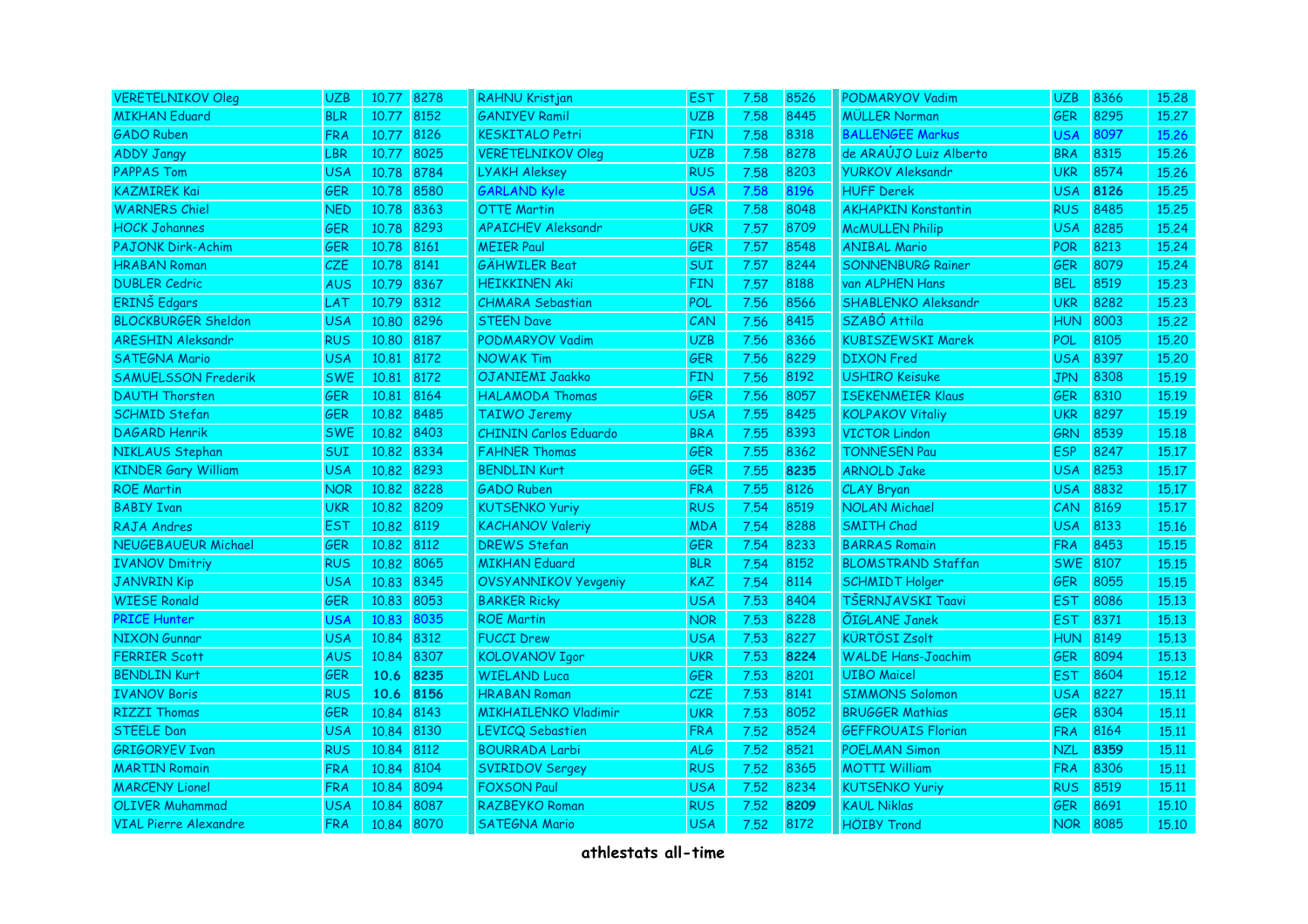| Name | Nat | 100m | Score | Name | Nat | LJ | Score | Name | Nat | Score | SP |
|---|---|---|---|---|---|---|---|---|---|---|---|
| VERETELNIKOV Oleg | UZB | 10.77 | 8278 | RAHNU Kristjan | EST | 7.58 | 8526 | PODMARYOV Vadim | UZB | 8366 | 15.28 |
| MIKHAN Eduard | BLR | 10.77 | 8152 | GANIYEV Ramil | UZB | 7.58 | 8445 | MÜLLER Norman | GER | 8295 | 15.27 |
| GADO Ruben | FRA | 10.77 | 8126 | KESKITALO Petri | FIN | 7.58 | 8318 | BALLENGEE Markus | USA | 8097 | 15.26 |
| ADDY Jangy | LBR | 10.77 | 8025 | VERETELNIKOV Oleg | UZB | 7.58 | 8278 | de ARAÚJO Luiz Alberto | BRA | 8315 | 15.26 |
| PAPPAS Tom | USA | 10.78 | 8784 | LYAKH Aleksey | RUS | 7.58 | 8203 | YURKOV Aleksandr | UKR | 8574 | 15.26 |
| KAZMIREK Kai | GER | 10.78 | 8580 | GARLAND Kyle | USA | 7.58 | 8196 | HUFF Derek | USA | **8126** | 15.25 |
| WARNERS Chiel | NED | 10.78 | 8363 | OTTE Martin | GER | 7.58 | 8048 | AKHAPKIN Konstantin | RUS | 8485 | 15.25 |
| HOCK Johannes | GER | 10.78 | 8293 | APAICHEV Aleksandr | UKR | 7.57 | 8709 | McMULLEN Philip | USA | 8285 | 15.24 |
| PAJONK Dirk-Achim | GER | 10.78 | 8161 | MEIER Paul | GER | 7.57 | 8548 | ANIBAL Mario | POR | 8213 | 15.24 |
| HRABAN Roman | CZE | 10.78 | 8141 | GÄHWILER Beat | SUI | 7.57 | 8244 | SONNENBURG Rainer | GER | 8079 | 15.24 |
| DUBLER Cedric | AUS | 10.79 | 8367 | HEIKKINEN Aki | FIN | 7.57 | 8188 | van ALPHEN Hans | BEL | 8519 | 15.23 |
| ERINŠ Edgars | LAT | 10.79 | 8312 | CHMARA Sebastian | POL | 7.56 | 8566 | SHABLENKO Aleksandr | UKR | 8282 | 15.23 |
| BLOCKBURGER Sheldon | USA | 10.80 | 8296 | STEEN Dave | CAN | 7.56 | 8415 | SZABÓ Attila | HUN | 8003 | 15.22 |
| ARESHIN Aleksandr | RUS | 10.80 | 8187 | PODMARYOV Vadim | UZB | 7.56 | 8366 | KUBISZEWSKI Marek | POL | 8105 | 15.20 |
| SATEGNA Mario | USA | 10.81 | 8172 | NOWAK Tim | GER | 7.56 | 8229 | DIXON Fred | USA | 8397 | 15.20 |
| SAMUELSSON Frederik | SWE | 10.81 | 8172 | OJANIEMI Jaakko | FIN | 7.56 | 8192 | USHIRO Keisuke | JPN | 8308 | 15.19 |
| DAUTH Thorsten | GER | 10.81 | 8164 | HALAMODA Thomas | GER | 7.56 | 8057 | ISEKENMEIER Klaus | GER | 8310 | 15.19 |
| SCHMID Stefan | GER | 10.82 | 8485 | TAIWO Jeremy | USA | 7.55 | 8425 | KOLPAKOV Vitaliy | UKR | 8297 | 15.19 |
| DAGARD Henrik | SWE | 10.82 | 8403 | CHININ Carlos Eduardo | BRA | 7.55 | 8393 | VICTOR Lindon | GRN | 8539 | 15.18 |
| NIKLAUS Stephan | SUI | 10.82 | 8334 | FAHNER Thomas | GER | 7.55 | 8362 | TONNESEN Pau | ESP | 8247 | 15.17 |
| KINDER Gary William | USA | 10.82 | 8293 | BENDLIN Kurt | GER | 7.55 | **8235** | ARNOLD Jake | USA | 8253 | 15.17 |
| ROE Martin | NOR | 10.82 | 8228 | GADO Ruben | FRA | 7.55 | 8126 | CLAY Bryan | USA | 8832 | 15.17 |
| BABIY Ivan | UKR | 10.82 | 8209 | KUTSENKO Yuriy | RUS | 7.54 | 8519 | NOLAN Michael | CAN | 8169 | 15.17 |
| RAJA Andres | EST | 10.82 | 8119 | KACHANOV Valeriy | MDA | 7.54 | 8288 | SMITH Chad | USA | 8133 | 15.16 |
| NEUGEBAUEUR Michael | GER | 10.82 | 8112 | DREWS Stefan | GER | 7.54 | 8233 | BARRAS Romain | FRA | 8453 | 15.15 |
| IVANOV Dmitriy | RUS | 10.82 | 8065 | MIKHAN Eduard | BLR | 7.54 | 8152 | BLOMSTRAND Staffan | SWE | 8107 | 15.15 |
| JANVRIN Kip | USA | 10.83 | 8345 | OVSYANNIKOV Yevgeniy | KAZ | 7.54 | 8114 | SCHMIDT Holger | GER | 8055 | 15.15 |
| WIESE Ronald | GER | 10.83 | 8053 | BARKER Ricky | USA | 7.53 | 8404 | TŠERNJAVSKI Taavi | EST | 8086 | 15.13 |
| PRICE Hunter | USA | 10.83 | 8035 | ROE Martin | NOR | 7.53 | 8228 | ÕIGLANE Janek | EST | 8371 | 15.13 |
| NIXON Gunnar | USA | 10.84 | 8312 | FUCCI Drew | USA | 7.53 | 8227 | KÜRTÖSI Zsolt | HUN | 8149 | 15.13 |
| FERRIER Scott | AUS | 10.84 | 8307 | KOLOVANOV Igor | UKR | 7.53 | **8224** | WALDE Hans-Joachim | GER | 8094 | 15.13 |
| BENDLIN Kurt | GER | **10.6** | **8235** | WIELAND Luca | GER | 7.53 | 8201 | UIBO Maicel | EST | 8604 | 15.12 |
| IVANOV Boris | RUS | **10.6** | **8156** | HRABAN Roman | CZE | 7.53 | 8141 | SIMMONS Solomon | USA | 8227 | 15.11 |
| RIZZI Thomas | GER | 10.84 | 8143 | MIKHAILENKO Vladimir | UKR | 7.53 | 8052 | BRUGGER Mathias | GER | 8304 | 15.11 |
| STEELE Dan | USA | 10.84 | 8130 | LEVICQ Sebastien | FRA | 7.52 | 8524 | GEFFROUAIS Florian | FRA | 8164 | 15.11 |
| GRIGORYEV Ivan | RUS | 10.84 | 8112 | BOURRADA Larbi | ALG | 7.52 | 8521 | POELMAN Simon | NZL | **8359** | 15.11 |
| MARTIN Romain | FRA | 10.84 | 8104 | SVIRIDOV Sergey | RUS | 7.52 | 8365 | MOTTI William | FRA | 8306 | 15.11 |
| MARCENY Lionel | FRA | 10.84 | 8094 | FOXSON Paul | USA | 7.52 | 8234 | KUTSENKO Yuriy | RUS | 8519 | 15.11 |
| OLIVER Muhammad | USA | 10.84 | 8087 | RAZBEYKO Roman | RUS | 7.52 | **8209** | KAUL Niklas | GER | 8691 | 15.10 |
| VIAL Pierre Alexandre | FRA | 10.84 | 8070 | SATEGNA Mario | USA | 7.52 | 8172 | HÖIBY Trond | NOR | 8085 | 15.10 |

**athlestats all-time**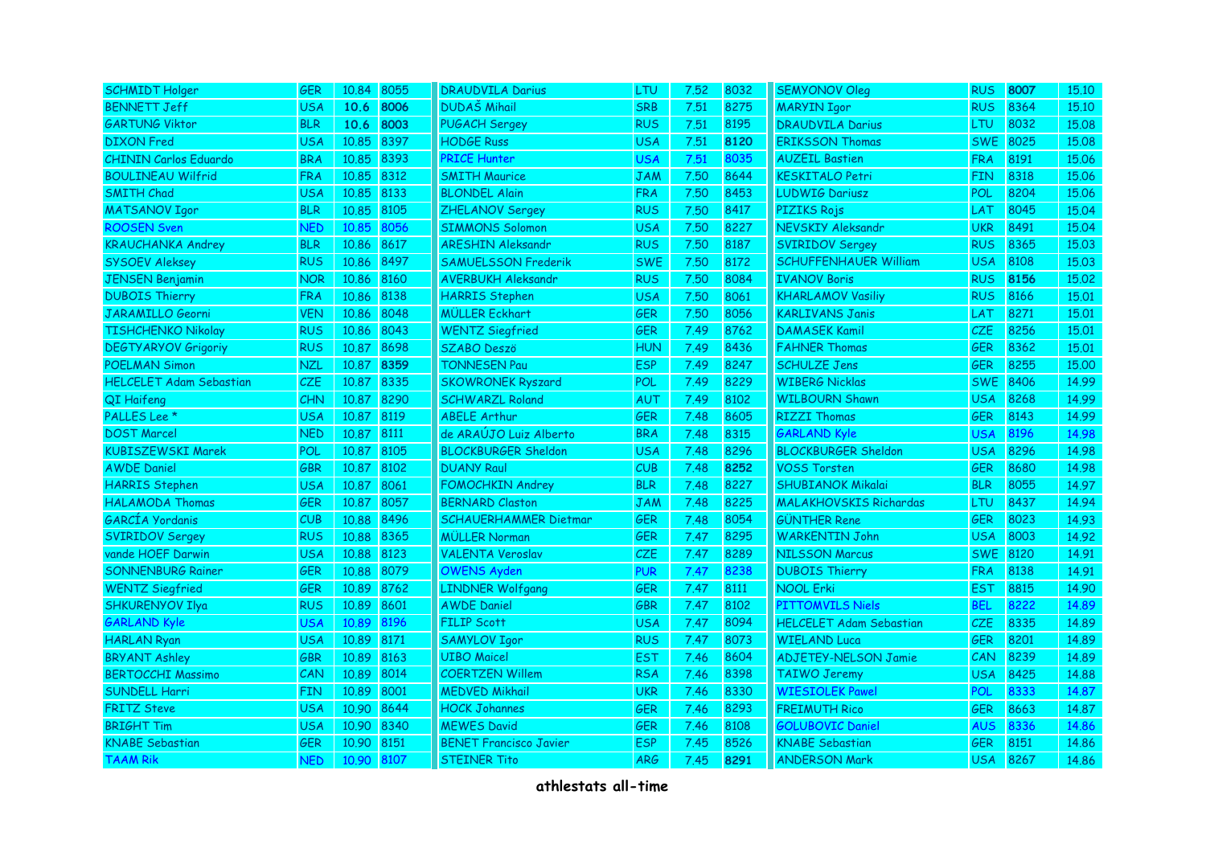| Name | Nat | 100m | Score | Name | Nat | LJ | Score | Name | Nat | Score | SP |
|---|---|---|---|---|---|---|---|---|---|---|---|
| SCHMIDT Holger | GER | 10.84 | 8055 | DRAUDVILA Darius | LTU | 7.52 | 8032 | SEMYONOV Oleg | RUS | **8007** | 15.10 |
| BENNETT Jeff | USA | **10.6** | **8006** | DUDAŠ Mihail | SRB | 7.51 | 8275 | MARYIN Igor | RUS | 8364 | 15.10 |
| GARTUNG Viktor | BLR | **10.6** | **8003** | PUGACH Sergey | RUS | 7.51 | 8195 | DRAUDVILA Darius | LTU | 8032 | 15.08 |
| DIXON Fred | USA | 10.85 | 8397 | HODGE Russ | USA | 7.51 | **8120** | ERIKSSON Thomas | SWE | 8025 | 15.08 |
| CHININ Carlos Eduardo | BRA | 10.85 | 8393 | PRICE Hunter | USA | 7.51 | 8035 | AUZEIL Bastien | FRA | 8191 | 15.06 |
| BOULINEAU Wilfrid | FRA | 10.85 | 8312 | SMITH Maurice | JAM | 7.50 | 8644 | KESKITALO Petri | FIN | 8318 | 15.06 |
| SMITH Chad | USA | 10.85 | 8133 | BLONDEL Alain | FRA | 7.50 | 8453 | LUDWIG Dariusz | POL | 8204 | 15.06 |
| MATSANOV Igor | BLR | 10.85 | 8105 | ZHELANOV Sergey | RUS | 7.50 | 8417 | PIZIKS Rojs | LAT | 8045 | 15.04 |
| ROOSEN Sven | NED | 10.85 | 8056 | SIMMONS Solomon | USA | 7.50 | 8227 | NEVSKIY Aleksandr | UKR | 8491 | 15.04 |
| KRAUCHANKA Andrey | BLR | 10.86 | 8617 | ARESHIN Aleksandr | RUS | 7.50 | 8187 | SVIRIDOV Sergey | RUS | 8365 | 15.03 |
| SYSOEV Aleksey | RUS | 10.86 | 8497 | SAMUELSSON Frederik | SWE | 7.50 | 8172 | SCHUFFENHAUER William | USA | 8108 | 15.03 |
| JENSEN Benjamin | NOR | 10.86 | 8160 | AVERBUKH Aleksandr | RUS | 7.50 | 8084 | IVANOV Boris | RUS | **8156** | 15.02 |
| DUBOIS Thierry | FRA | 10.86 | 8138 | HARRIS Stephen | USA | 7.50 | 8061 | KHARLAMOV Vasiliy | RUS | 8166 | 15.01 |
| JARAMILLO Georni | VEN | 10.86 | 8048 | MÜLLER Eckhart | GER | 7.50 | 8056 | KARLIVANS Janis | LAT | 8271 | 15.01 |
| TISHCHENKO Nikolay | RUS | 10.86 | 8043 | WENTZ Siegfried | GER | 7.49 | 8762 | DAMASEK Kamil | CZE | 8256 | 15.01 |
| DEGTYARYOV Grigoriy | RUS | 10.87 | 8698 | SZABO Deszö | HUN | 7.49 | 8436 | FAHNER Thomas | GER | 8362 | 15.01 |
| POELMAN Simon | NZL | 10.87 | **8359** | TONNESEN Pau | ESP | 7.49 | 8247 | SCHULZE Jens | GER | 8255 | 15.00 |
| HELCELET Adam Sebastian | CZE | 10.87 | 8335 | SKOWRONEK Ryszard | POL | 7.49 | 8229 | WIBERG Nicklas | SWE | 8406 | 14.99 |
| QI Haifeng | CHN | 10.87 | 8290 | SCHWARZL Roland | AUT | 7.49 | 8102 | WILBOURN Shawn | USA | 8268 | 14.99 |
| PALLES Lee * | USA | 10.87 | 8119 | ABELE Arthur | GER | 7.48 | 8605 | RIZZI Thomas | GER | 8143 | 14.99 |
| DOST Marcel | NED | 10.87 | 8111 | de ARAÚJO Luiz Alberto | BRA | 7.48 | 8315 | GARLAND Kyle | USA | 8196 | 14.98 |
| KUBISZEWSKI Marek | POL | 10.87 | 8105 | BLOCKBURGER Sheldon | USA | 7.48 | 8296 | BLOCKBURGER Sheldon | USA | 8296 | 14.98 |
| AWDE Daniel | GBR | 10.87 | 8102 | DUANY Raul | CUB | 7.48 | **8252** | VOSS Torsten | GER | 8680 | 14.98 |
| HARRIS Stephen | USA | 10.87 | 8061 | FOMOCHKIN Andrey | BLR | 7.48 | 8227 | SHUBIANOK Mikalai | BLR | 8055 | 14.97 |
| HALAMODA Thomas | GER | 10.87 | 8057 | BERNARD Claston | JAM | 7.48 | 8225 | MALAKHOVSKIS Richardas | LTU | 8437 | 14.94 |
| GARCÍA Yordanis | CUB | 10.88 | 8496 | SCHAUERHAMMER Dietmar | GER | 7.48 | 8054 | GÜNTHER Rene | GER | 8023 | 14.93 |
| SVIRIDOV Sergey | RUS | 10.88 | 8365 | MÜLLER Norman | GER | 7.47 | 8295 | WARKENTIN John | USA | 8003 | 14.92 |
| vande HOEF Darwin | USA | 10.88 | 8123 | VALENTA Veroslav | CZE | 7.47 | 8289 | NILSSON Marcus | SWE | 8120 | 14.91 |
| SONNENBURG Rainer | GER | 10.88 | 8079 | OWENS Ayden | PUR | 7.47 | 8238 | DUBOIS Thierry | FRA | 8138 | 14.91 |
| WENTZ Siegfried | GER | 10.89 | 8762 | LINDNER Wolfgang | GER | 7.47 | 8111 | NOOL Erki | EST | 8815 | 14.90 |
| SHKURENYOV Ilya | RUS | 10.89 | 8601 | AWDE Daniel | GBR | 7.47 | 8102 | PITTOMVILS Niels | BEL | 8222 | 14.89 |
| GARLAND Kyle | USA | 10.89 | 8196 | FILIP Scott | USA | 7.47 | 8094 | HELCELET Adam Sebastian | CZE | 8335 | 14.89 |
| HARLAN Ryan | USA | 10.89 | 8171 | SAMYLOV Igor | RUS | 7.47 | 8073 | WIELAND Luca | GER | 8201 | 14.89 |
| BRYANT Ashley | GBR | 10.89 | 8163 | UIBO Maicel | EST | 7.46 | 8604 | ADJETEY-NELSON Jamie | CAN | 8239 | 14.89 |
| BERTOCCHI Massimo | CAN | 10.89 | 8014 | COERTZEN Willem | RSA | 7.46 | 8398 | TAIWO Jeremy | USA | 8425 | 14.88 |
| SUNDELL Harri | FIN | 10.89 | 8001 | MEDVED Mikhail | UKR | 7.46 | 8330 | WIESIOLEK Pawel | POL | 8333 | 14.87 |
| FRITZ Steve | USA | 10.90 | 8644 | HOCK Johannes | GER | 7.46 | 8293 | FREIMUTH Rico | GER | 8663 | 14.87 |
| BRIGHT Tim | USA | 10.90 | 8340 | MEWES David | GER | 7.46 | 8108 | GOLUBOVIC Daniel | AUS | 8336 | 14.86 |
| KNABE Sebastian | GER | 10.90 | 8151 | BENET Francisco Javier | ESP | 7.45 | 8526 | KNABE Sebastian | GER | 8151 | 14.86 |
| TAAM Rik | NED | 10.90 | 8107 | STEINER Tito | ARG | 7.45 | **8291** | ANDERSON Mark | USA | 8267 | 14.86 |

**athlestats all-time**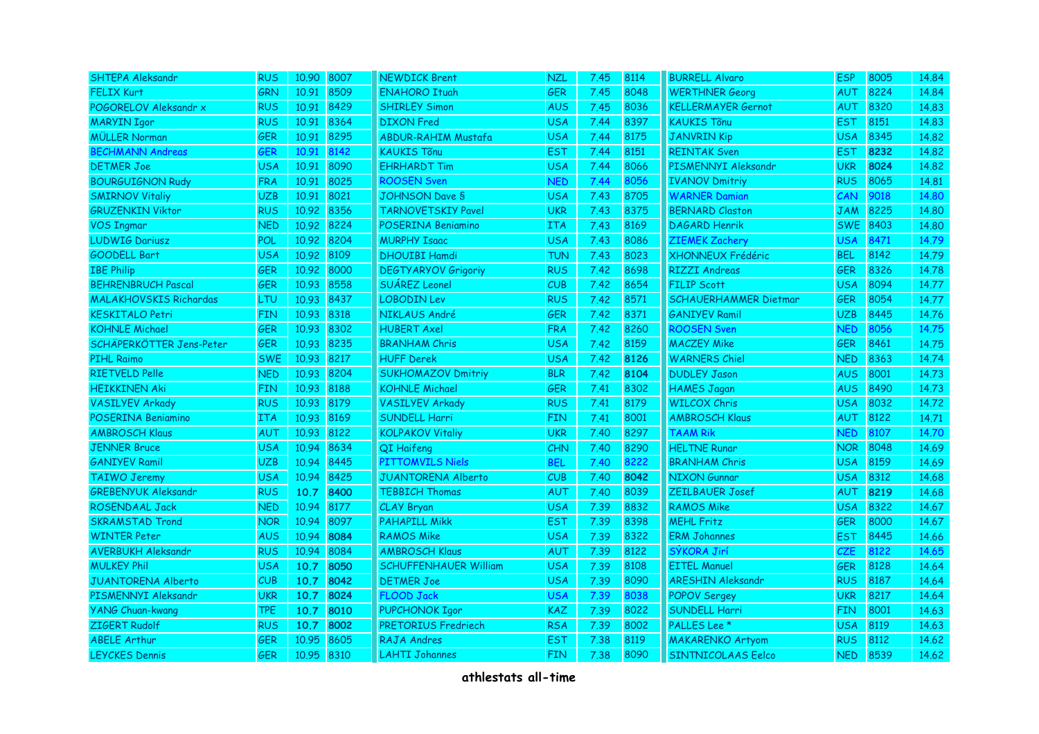| | | | | | | | | | | | |
|---|---|---|---|---|---|---|---|---|---|---|---|
| SHTEPA Aleksandr | RUS | 10.90 | 8007 | NEWDICK Brent | NZL | 7.45 | 8114 | BURRELL Alvaro | ESP | 8005 | 14.84 |
| FELIX Kurt | GRN | 10.91 | 8509 | ENAHORO Ituah | GER | 7.45 | 8048 | WERTHNER Georg | AUT | 8224 | 14.84 |
| POGORELOV Aleksandr x | RUS | 10.91 | 8429 | SHIRLEY Simon | AUS | 7.45 | 8036 | KELLERMAYER Gernot | AUT | 8320 | 14.83 |
| MARYIN Igor | RUS | 10.91 | 8364 | DIXON Fred | USA | 7.44 | 8397 | KAUKIS Tõnu | EST | 8151 | 14.83 |
| MÜLLER Norman | GER | 10.91 | 8295 | ABDUR-RAHIM Mustafa | USA | 7.44 | 8175 | JANVRIN Kip | USA | 8345 | 14.82 |
| BECHMANN Andreas | GER | 10.91 | 8142 | KAUKIS Tõnu | EST | 7.44 | 8151 | REINTAK Sven | EST | **8232** | 14.82 |
| DETMER Joe | USA | 10.91 | 8090 | EHRHARDT Tim | USA | 7.44 | 8066 | PISMENNYI Aleksandr | UKR | **8024** | 14.82 |
| BOURGUIGNON Rudy | FRA | 10.91 | 8025 | ROOSEN Sven | NED | 7.44 | 8056 | IVANOV Dmitriy | RUS | 8065 | 14.81 |
| SMIRNOV Vitaliy | UZB | 10.91 | 8021 | JOHNSON Dave § | USA | 7.43 | 8705 | WARNER Damian | CAN | 9018 | 14.80 |
| GRUZENKIN Viktor | RUS | 10.92 | 8356 | TARNOVETSKIY Pavel | UKR | 7.43 | 8375 | BERNARD Claston | JAM | 8225 | 14.80 |
| VOS Ingmar | NED | 10.92 | 8224 | POSERINA Beniamino | ITA | 7.43 | 8169 | DAGARD Henrik | SWE | 8403 | 14.80 |
| LUDWIG Dariusz | POL | 10.92 | 8204 | MURPHY Isaac | USA | 7.43 | 8086 | ZIEMEK Zachery | USA | 8471 | 14.79 |
| GOODELL Bart | USA | 10.92 | 8109 | DHOUIBI Hamdi | TUN | 7.43 | 8023 | XHONNEUX Frédéric | BEL | 8142 | 14.79 |
| IBE Philip | GER | 10.92 | 8000 | DEGTYARYOV Grigoriy | RUS | 7.42 | 8698 | RIZZI Andreas | GER | 8326 | 14.78 |
| BEHRENBRUCH Pascal | GER | 10.93 | 8558 | SUÁREZ Leonel | CUB | 7.42 | 8654 | FILIP Scott | USA | 8094 | 14.77 |
| MALAKHOVSKIS Richardas | LTU | 10.93 | 8437 | LOBODIN Lev | RUS | 7.42 | 8571 | SCHAUERHAMMER Dietmar | GER | 8054 | 14.77 |
| KESKITALO Petri | FIN | 10.93 | 8318 | NIKLAUS André | GER | 7.42 | 8371 | GANIYEV Ramil | UZB | 8445 | 14.76 |
| KOHNLE Michael | GER | 10.93 | 8302 | HUBERT Axel | FRA | 7.42 | 8260 | ROOSEN Sven | NED | 8056 | 14.75 |
| SCHÄPERKÖTTER Jens-Peter | GER | 10.93 | 8235 | BRANHAM Chris | USA | 7.42 | 8159 | MACZEY Mike | GER | 8461 | 14.75 |
| PIHL Raimo | SWE | 10.93 | 8217 | HUFF Derek | USA | 7.42 | **8126** | WARNERS Chiel | NED | 8363 | 14.74 |
| RIETVELD Pelle | NED | 10.93 | 8204 | SUKHOMAZOV Dmitriy | BLR | 7.42 | **8104** | DUDLEY Jason | AUS | 8001 | 14.73 |
| HEIKKINEN Aki | FIN | 10.93 | 8188 | KOHNLE Michael | GER | 7.41 | 8302 | HAMES Jagan | AUS | 8490 | 14.73 |
| VASILYEV Arkady | RUS | 10.93 | 8179 | VASILYEV Arkady | RUS | 7.41 | 8179 | WILCOX Chris | USA | 8032 | 14.72 |
| POSERINA Beniamino | ITA | 10.93 | 8169 | SUNDELL Harri | FIN | 7.41 | 8001 | AMBROSCH Klaus | AUT | 8122 | 14.71 |
| AMBROSCH Klaus | AUT | 10.93 | 8122 | KOLPAKOV Vitaliy | UKR | 7.40 | 8297 | TAAM Rik | NED | 8107 | 14.70 |
| JENNER Bruce | USA | 10.94 | 8634 | QI Haifeng | CHN | 7.40 | 8290 | HELTNE Runar | NOR | 8048 | 14.69 |
| GANIYEV Ramil | UZB | 10.94 | 8445 | PITTOMVILS Niels | BEL | 7.40 | 8222 | BRANHAM Chris | USA | 8159 | 14.69 |
| TAIWO Jeremy | USA | 10.94 | 8425 | JUANTORENA Alberto | CUB | 7.40 | **8042** | NIXON Gunnar | USA | 8312 | 14.68 |
| GREBENYUK Aleksandr | RUS | **10.7** | **8400** | TEBBICH Thomas | AUT | 7.40 | 8039 | ZEILBAUER Josef | AUT | **8219** | 14.68 |
| ROSENDAAL Jack | NED | 10.94 | 8177 | CLAY Bryan | USA | 7.39 | 8832 | RAMOS Mike | USA | 8322 | 14.67 |
| SKRAMSTAD Trond | NOR | 10.94 | 8097 | PAHAPILL Mikk | EST | 7.39 | 8398 | MEHL Fritz | GER | 8000 | 14.67 |
| WINTER Peter | AUS | 10.94 | **8084** | RAMOS Mike | USA | 7.39 | 8322 | ERM Johannes | EST | 8445 | 14.66 |
| AVERBUKH Aleksandr | RUS | 10.94 | 8084 | AMBROSCH Klaus | AUT | 7.39 | 8122 | SÝKORA Jirí | CZE | 8122 | 14.65 |
| MULKEY Phil | USA | **10.7** | **8050** | SCHUFFENHAUER William | USA | 7.39 | 8108 | EITEL Manuel | GER | 8128 | 14.64 |
| JUANTORENA Alberto | CUB | **10.7** | **8042** | DETMER Joe | USA | 7.39 | 8090 | ARESHIN Aleksandr | RUS | 8187 | 14.64 |
| PISMENNYI Aleksandr | UKR | **10.7** | **8024** | FLOOD Jack | USA | 7.39 | 8038 | POPOV Sergey | UKR | 8217 | 14.64 |
| YANG Chuan-kwang | TPE | **10.7** | **8010** | PUPCHONOK Igor | KAZ | 7.39 | 8022 | SUNDELL Harri | FIN | 8001 | 14.63 |
| ZIGERT Rudolf | RUS | **10.7** | **8002** | PRETORIUS Fredriech | RSA | 7.39 | 8002 | PALLES Lee * | USA | 8119 | 14.63 |
| ABELE Arthur | GER | 10.95 | 8605 | RAJA Andres | EST | 7.38 | 8119 | MAKARENKO Artyom | RUS | 8112 | 14.62 |
| LEYCKES Dennis | GER | 10.95 | 8310 | LAHTI Johannes | FIN | 7.38 | 8090 | SINTNICOLAAS Eelco | NED | 8539 | 14.62 |

**athlestats all-time**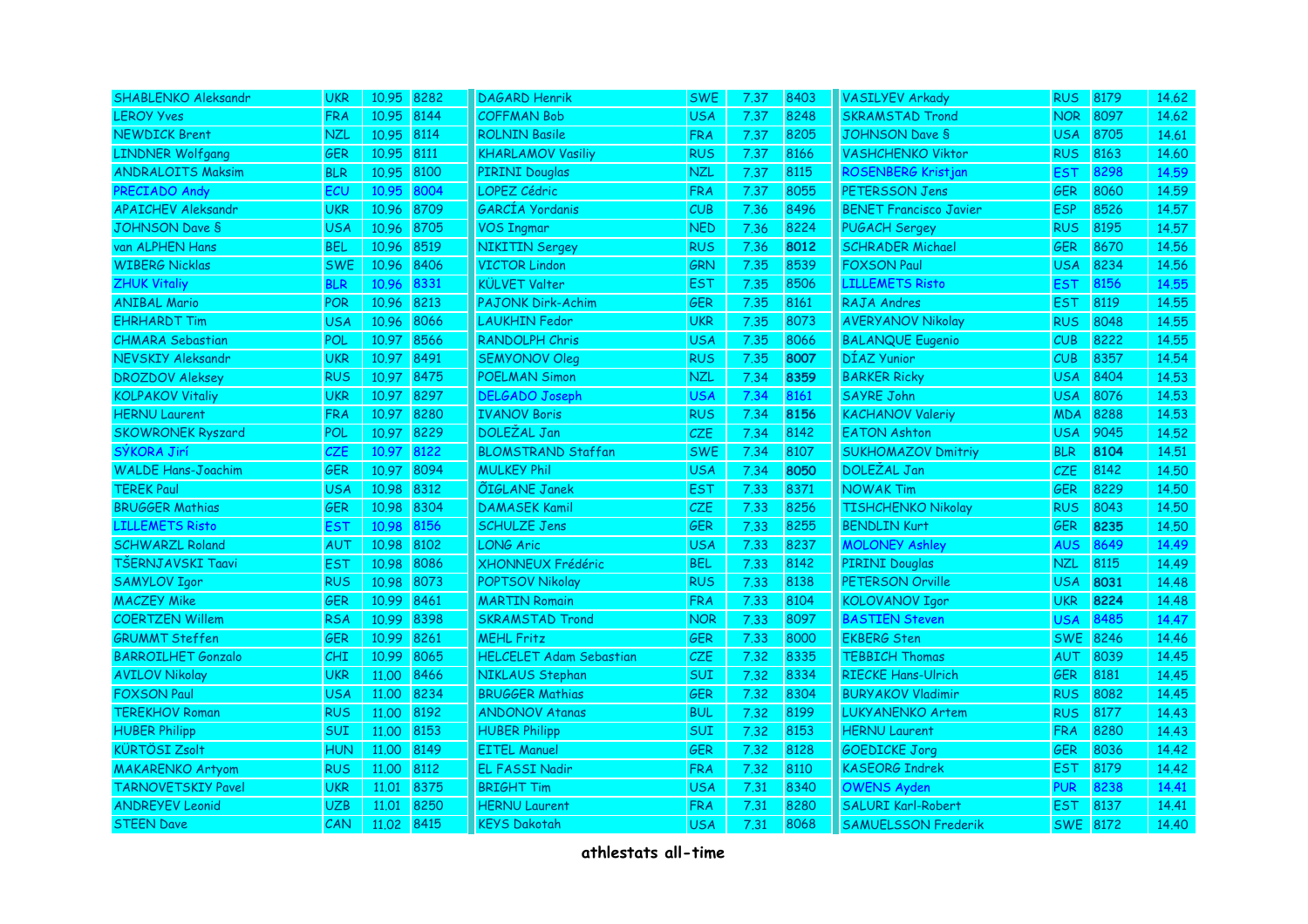| | | | | | | | | | | | |
|---|---|---|---|---|---|---|---|---|---|---|---|
| SHABLENKO Aleksandr | UKR | 10.95 | 8282 | DAGARD Henrik | SWE | 7.37 | 8403 | VASILYEV Arkady | RUS | 8179 | 14.62 |
| LEROY Yves | FRA | 10.95 | 8144 | COFFMAN Bob | USA | 7.37 | 8248 | SKRAMSTAD Trond | NOR | 8097 | 14.62 |
| NEWDICK Brent | NZL | 10.95 | 8114 | ROLNIN Basile | FRA | 7.37 | 8205 | JOHNSON Dave § | USA | 8705 | 14.61 |
| LINDNER Wolfgang | GER | 10.95 | 8111 | KHARLAMOV Vasiliy | RUS | 7.37 | 8166 | VASHCHENKO Viktor | RUS | 8163 | 14.60 |
| ANDRALOITS Maksim | BLR | 10.95 | 8100 | PIRINI Douglas | NZL | 7.37 | 8115 | ROSENBERG Kristjan | EST | 8298 | 14.59 |
| PRECIADO Andy | ECU | 10.95 | 8004 | LOPEZ Cédric | FRA | 7.37 | 8055 | PETERSSON Jens | GER | 8060 | 14.59 |
| APAICHEV Aleksandr | UKR | 10.96 | 8709 | GARCÍA Yordanis | CUB | 7.36 | 8496 | BENET Francisco Javier | ESP | 8526 | 14.57 |
| JOHNSON Dave § | USA | 10.96 | 8705 | VOS Ingmar | NED | 7.36 | 8224 | PUGACH Sergey | RUS | 8195 | 14.57 |
| van ALPHEN Hans | BEL | 10.96 | 8519 | NIKITIN Sergey | RUS | 7.36 | **8012** | SCHRADER Michael | GER | 8670 | 14.56 |
| WIBERG Nicklas | SWE | 10.96 | 8406 | VICTOR Lindon | GRN | 7.35 | 8539 | FOXSON Paul | USA | 8234 | 14.56 |
| ZHUK Vitaliy | BLR | 10.96 | 8331 | KÜLVET Valter | EST | 7.35 | 8506 | LILLEMETS Risto | EST | 8156 | 14.55 |
| ANIBAL Mario | POR | 10.96 | 8213 | PAJONK Dirk-Achim | GER | 7.35 | 8161 | RAJA Andres | EST | 8119 | 14.55 |
| EHRHARDT Tim | USA | 10.96 | 8066 | LAUKHIN Fedor | UKR | 7.35 | 8073 | AVERYANOV Nikolay | RUS | 8048 | 14.55 |
| CHMARA Sebastian | POL | 10.97 | 8566 | RANDOLPH Chris | USA | 7.35 | 8066 | BALANQUE Eugenio | CUB | 8222 | 14.55 |
| NEVSKIY Aleksandr | UKR | 10.97 | 8491 | SEMYONOV Oleg | RUS | 7.35 | **8007** | DÍAZ Yunior | CUB | 8357 | 14.54 |
| DROZDOV Aleksey | RUS | 10.97 | 8475 | POELMAN Simon | NZL | 7.34 | **8359** | BARKER Ricky | USA | 8404 | 14.53 |
| KOLPAKOV Vitaliy | UKR | 10.97 | 8297 | DELGADO Joseph | USA | 7.34 | 8161 | SAYRE John | USA | 8076 | 14.53 |
| HERNU Laurent | FRA | 10.97 | 8280 | IVANOV Boris | RUS | 7.34 | **8156** | KACHANOV Valeriy | MDA | 8288 | 14.53 |
| SKOWRONEK Ryszard | POL | 10.97 | 8229 | DOLEŽAL Jan | CZE | 7.34 | 8142 | EATON Ashton | USA | 9045 | 14.52 |
| SÝKORA Jirí | CZE | 10.97 | 8122 | BLOMSTRAND Staffan | SWE | 7.34 | 8107 | SUKHOMAZOV Dmitriy | BLR | **8104** | 14.51 |
| WALDE Hans-Joachim | GER | 10.97 | 8094 | MULKEY Phil | USA | 7.34 | **8050** | DOLEŽAL Jan | CZE | 8142 | 14.50 |
| TEREK Paul | USA | 10.98 | 8312 | ÕIGLANE Janek | EST | 7.33 | 8371 | NOWAK Tim | GER | 8229 | 14.50 |
| BRUGGER Mathias | GER | 10.98 | 8304 | DAMASEK Kamil | CZE | 7.33 | 8256 | TISHCHENKO Nikolay | RUS | 8043 | 14.50 |
| LILLEMETS Risto | EST | 10.98 | 8156 | SCHULZE Jens | GER | 7.33 | 8255 | BENDLIN Kurt | GER | **8235** | 14.50 |
| SCHWARZL Roland | AUT | 10.98 | 8102 | LONG Aric | USA | 7.33 | 8237 | MOLONEY Ashley | AUS | 8649 | 14.49 |
| TŠERNJAVSKI Taavi | EST | 10.98 | 8086 | XHONNEUX Frédéric | BEL | 7.33 | 8142 | PIRINI Douglas | NZL | 8115 | 14.49 |
| SAMYLOV Igor | RUS | 10.98 | 8073 | POPTSOV Nikolay | RUS | 7.33 | 8138 | PETERSON Orville | USA | **8031** | 14.48 |
| MACZEY Mike | GER | 10.99 | 8461 | MARTIN Romain | FRA | 7.33 | 8104 | KOLOVANOV Igor | UKR | **8224** | 14.48 |
| COERTZEN Willem | RSA | 10.99 | 8398 | SKRAMSTAD Trond | NOR | 7.33 | 8097 | BASTIEN Steven | USA | 8485 | 14.47 |
| GRUMMT Steffen | GER | 10.99 | 8261 | MEHL Fritz | GER | 7.33 | 8000 | EKBERG Sten | SWE | 8246 | 14.46 |
| BARROILHET Gonzalo | CHI | 10.99 | 8065 | HELCELET Adam Sebastian | CZE | 7.32 | 8335 | TEBBICH Thomas | AUT | 8039 | 14.45 |
| AVILOV Nikolay | UKR | 11.00 | 8466 | NIKLAUS Stephan | SUI | 7.32 | 8334 | RIECKE Hans-Ulrich | GER | 8181 | 14.45 |
| FOXSON Paul | USA | 11.00 | 8234 | BRUGGER Mathias | GER | 7.32 | 8304 | BURYAKOV Vladimir | RUS | 8082 | 14.45 |
| TEREKHOV Roman | RUS | 11.00 | 8192 | ANDONOV Atanas | BUL | 7.32 | 8199 | LUKYANENKO Artem | RUS | 8177 | 14.43 |
| HUBER Philipp | SUI | 11.00 | 8153 | HUBER Philipp | SUI | 7.32 | 8153 | HERNU Laurent | FRA | 8280 | 14.43 |
| KÜRTÖSI Zsolt | HUN | 11.00 | 8149 | EITEL Manuel | GER | 7.32 | 8128 | GOEDICKE Jorg | GER | 8036 | 14.42 |
| MAKARENKO Artyom | RUS | 11.00 | 8112 | EL FASSI Nadir | FRA | 7.32 | 8110 | KASEORG Indrek | EST | 8179 | 14.42 |
| TARNOVETSKIY Pavel | UKR | 11.01 | 8375 | BRIGHT Tim | USA | 7.31 | 8340 | OWENS Ayden | PUR | 8238 | 14.41 |
| ANDREYEV Leonid | UZB | 11.01 | 8250 | HERNU Laurent | FRA | 7.31 | 8280 | SALURI Karl-Robert | EST | 8137 | 14.41 |
| STEEN Dave | CAN | 11.02 | 8415 | KEYS Dakotah | USA | 7.31 | 8068 | SAMUELSSON Frederik | SWE | 8172 | 14.40 |

**athlestats all-time**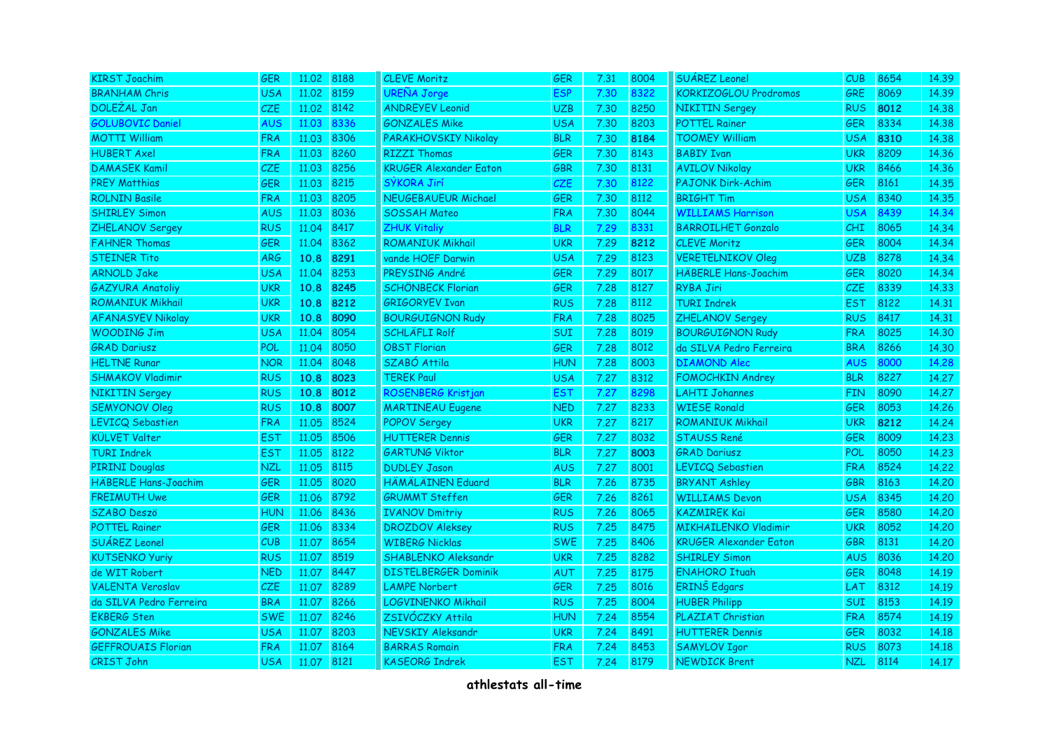| | | | | | | | | | | | |
|---|---|---|---|---|---|---|---|---|---|---|---|
| KIRST Joachim | GER | 11.02 | 8188 | CLEVE Moritz | GER | 7.31 | 8004 | SUÁREZ Leonel | CUB | 8654 | 14.39 |
| BRANHAM Chris | USA | 11.02 | 8159 | UREÑA Jorge | ESP | 7.30 | 8322 | KORKIZOGLOU Prodromos | GRE | 8069 | 14.39 |
| DOLEŽAL Jan | CZE | 11.02 | 8142 | ANDREYEV Leonid | UZB | 7.30 | 8250 | NIKITIN Sergey | RUS | **8012** | 14.38 |
| GOLUBOVIC Daniel | AUS | 11.03 | 8336 | GONZALES Mike | USA | 7.30 | 8203 | POTTEL Rainer | GER | 8334 | 14.38 |
| MOTTI William | FRA | 11.03 | 8306 | PARAKHOVSKIY Nikolay | BLR | 7.30 | **8184** | TOOMEY William | USA | **8310** | 14.38 |
| HUBERT Axel | FRA | 11.03 | 8260 | RIZZI Thomas | GER | 7.30 | 8143 | BABIY Ivan | UKR | 8209 | 14.36 |
| DAMASEK Kamil | CZE | 11.03 | 8256 | KRUGER Alexander Eaton | GBR | 7.30 | 8131 | AVILOV Nikolay | UKR | 8466 | 14.36 |
| PREY Matthias | GER | 11.03 | 8215 | SÝKORA Jirí | CZE | 7.30 | 8122 | PAJONK Dirk-Achim | GER | 8161 | 14.35 |
| ROLNIN Basile | FRA | 11.03 | 8205 | NEUGEBAUEUR Michael | GER | 7.30 | 8112 | BRIGHT Tim | USA | 8340 | 14.35 |
| SHIRLEY Simon | AUS | 11.03 | 8036 | SOSSAH Mateo | FRA | 7.30 | 8044 | WILLIAMS Harrison | USA | 8439 | 14.34 |
| ZHELANOV Sergey | RUS | 11.04 | 8417 | ZHUK Vitaliy | BLR | 7.29 | 8331 | BARROILHET Gonzalo | CHI | 8065 | 14.34 |
| FAHNER Thomas | GER | 11.04 | 8362 | ROMANIUK Mikhail | UKR | 7.29 | **8212** | CLEVE Moritz | GER | 8004 | 14.34 |
| STEINER Tito | ARG | **10.8** | **8291** | vande HOEF Darwin | USA | 7.29 | 8123 | VERETELNIKOV Oleg | UZB | 8278 | 14.34 |
| ARNOLD Jake | USA | 11.04 | 8253 | PREYSING André | GER | 7.29 | 8017 | HÄBERLE Hans-Joachim | GER | 8020 | 14.34 |
| GAZYURA Anatoliy | UKR | **10.8** | **8245** | SCHÖNBECK Florian | GER | 7.28 | 8127 | RYBA Jiri | CZE | 8339 | 14.33 |
| ROMANIUK Mikhail | UKR | **10.8** | **8212** | GRIGORYEV Ivan | RUS | 7.28 | 8112 | TURI Indrek | EST | 8122 | 14.31 |
| AFANASYEV Nikolay | UKR | **10.8** | **8090** | BOURGUIGNON Rudy | FRA | 7.28 | 8025 | ZHELANOV Sergey | RUS | 8417 | 14.31 |
| WOODING Jim | USA | 11.04 | 8054 | SCHLÄFLI Rolf | SUI | 7.28 | 8019 | BOURGUIGNON Rudy | FRA | 8025 | 14.30 |
| GRAD Dariusz | POL | 11.04 | 8050 | OBST Florian | GER | 7.28 | 8012 | da SILVA Pedro Ferreira | BRA | 8266 | 14.30 |
| HELTNE Runar | NOR | 11.04 | 8048 | SZABÓ Attila | HUN | 7.28 | 8003 | DIAMOND Alec | AUS | 8000 | 14.28 |
| SHMAKOV Vladimir | RUS | **10.8** | **8023** | TEREK Paul | USA | 7.27 | 8312 | FOMOCHKIN Andrey | BLR | 8227 | 14.27 |
| NIKITIN Sergey | RUS | **10.8** | **8012** | ROSENBERG Kristjan | EST | 7.27 | 8298 | LAHTI Johannes | FIN | 8090 | 14.27 |
| SEMYONOV Oleg | RUS | **10.8** | **8007** | MARTINEAU Eugene | NED | 7.27 | 8233 | WIESE Ronald | GER | 8053 | 14.26 |
| LEVICQ Sebastien | FRA | 11.05 | 8524 | POPOV Sergey | UKR | 7.27 | 8217 | ROMANIUK Mikhail | UKR | **8212** | 14.24 |
| KÜLVET Valter | EST | 11.05 | 8506 | HUTTERER Dennis | GER | 7.27 | 8032 | STAUSS René | GER | 8009 | 14.23 |
| TURI Indrek | EST | 11.05 | 8122 | GARTUNG Viktor | BLR | 7.27 | **8003** | GRAD Dariusz | POL | 8050 | 14.23 |
| PIRINI Douglas | NZL | 11.05 | 8115 | DUDLEY Jason | AUS | 7.27 | 8001 | LEVICQ Sebastien | FRA | 8524 | 14.22 |
| HÄBERLE Hans-Joachim | GER | 11.05 | 8020 | HÄMÄLÄINEN Eduard | BLR | 7.26 | 8735 | BRYANT Ashley | GBR | 8163 | 14.20 |
| FREIMUTH Uwe | GER | 11.06 | 8792 | GRUMMT Steffen | GER | 7.26 | 8261 | WILLIAMS Devon | USA | 8345 | 14.20 |
| SZABO Deszö | HUN | 11.06 | 8436 | IVANOV Dmitriy | RUS | 7.26 | 8065 | KAZMIREK Kai | GER | 8580 | 14.20 |
| POTTEL Rainer | GER | 11.06 | 8334 | DROZDOV Aleksey | RUS | 7.25 | 8475 | MIKHAILENKO Vladimir | UKR | 8052 | 14.20 |
| SUÁREZ Leonel | CUB | 11.07 | 8654 | WIBERG Nicklas | SWE | 7.25 | 8406 | KRUGER Alexander Eaton | GBR | 8131 | 14.20 |
| KUTSENKO Yuriy | RUS | 11.07 | 8519 | SHABLENKO Aleksandr | UKR | 7.25 | 8282 | SHIRLEY Simon | AUS | 8036 | 14.20 |
| de WIT Robert | NED | 11.07 | 8447 | DISTELBERGER Dominik | AUT | 7.25 | 8175 | ENAHORO Ituah | GER | 8048 | 14.19 |
| VALENTA Veroslav | CZE | 11.07 | 8289 | LAMPE Norbert | GER | 7.25 | 8016 | ERINŠ Edgars | LAT | 8312 | 14.19 |
| da SILVA Pedro Ferreira | BRA | 11.07 | 8266 | LOGVINENKO Mikhail | RUS | 7.25 | 8004 | HUBER Philipp | SUI | 8153 | 14.19 |
| EKBERG Sten | SWE | 11.07 | 8246 | ZSIVÓCZKY Attila | HUN | 7.24 | 8554 | PLAZIAT Christian | FRA | 8574 | 14.19 |
| GONZALES Mike | USA | 11.07 | 8203 | NEVSKIY Aleksandr | UKR | 7.24 | 8491 | HUTTERER Dennis | GER | 8032 | 14.18 |
| GEFFROUAIS Florian | FRA | 11.07 | 8164 | BARRAS Romain | FRA | 7.24 | 8453 | SAMYLOV Igor | RUS | 8073 | 14.18 |
| CRIST John | USA | 11.07 | 8121 | KASEORG Indrek | EST | 7.24 | 8179 | NEWDICK Brent | NZL | 8114 | 14.17 |

**athlestats all-time**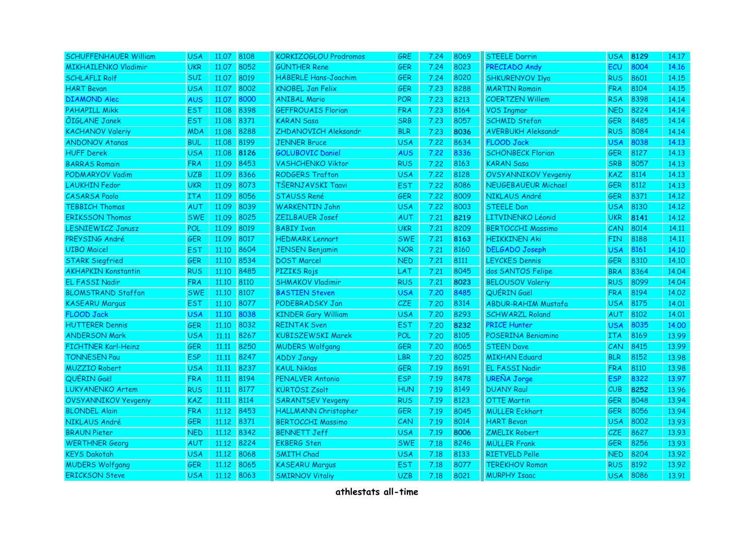| Name | Nat | 100m | Score | Name | Nat | LJ | Score | Name | Nat | Score | 110mH |
|---|---|---|---|---|---|---|---|---|---|---|---|
| SCHUFFENHAUER William | USA | 11.07 | 8108 | KORKIZOGLOU Prodromos | GRE | 7.24 | 8069 | STEELE Darrin | USA | **8129** | 14.17 |
| MIKHAILENKO Vladimir | UKR | 11.07 | 8052 | GÜNTHER Rene | GER | 7.24 | 8023 | PRECIADO Andy | ECU | 8004 | 14.16 |
| SCHLÄFLI Rolf | SUI | 11.07 | 8019 | HÄBERLE Hans-Joachim | GER | 7.24 | 8020 | SHKURENYOV Ilya | RUS | 8601 | 14.15 |
| HART Bevan | USA | 11.07 | 8002 | KNOBEL Jan Felix | GER | 7.23 | 8288 | MARTIN Romain | FRA | 8104 | 14.15 |
| DIAMOND Alec | AUS | 11.07 | 8000 | ANIBAL Mario | POR | 7.23 | 8213 | COERTZEN Willem | RSA | 8398 | 14.14 |
| PAHAPILL Mikk | EST | 11.08 | 8398 | GEFFROUAIS Florian | FRA | 7.23 | 8164 | VOS Ingmar | NED | 8224 | 14.14 |
| ÕIGLANE Janek | EST | 11.08 | 8371 | KARAN Sasa | SRB | 7.23 | 8057 | SCHMID Stefan | GER | 8485 | 14.14 |
| KACHANOV Valeriy | MDA | 11.08 | 8288 | ZHDANOVICH Aleksandr | BLR | 7.23 | **8036** | AVERBUKH Aleksandr | RUS | 8084 | 14.14 |
| ANDONOV Atanas | BUL | 11.08 | 8199 | JENNER Bruce | USA | 7.22 | 8634 | FLOOD Jack | USA | 8038 | 14.13 |
| HUFF Derek | USA | 11.08 | **8126** | GOLUBOVIC Daniel | AUS | 7.22 | 8336 | SCHÖNBECK Florian | GER | 8127 | 14.13 |
| BARRAS Romain | FRA | 11.09 | 8453 | VASHCHENKO Viktor | RUS | 7.22 | 8163 | KARAN Sasa | SRB | 8057 | 14.13 |
| PODMARYOV Vadim | UZB | 11.09 | 8366 | RODGERS Trafton | USA | 7.22 | 8128 | OVSYANNIKOV Yevgeniy | KAZ | 8114 | 14.13 |
| LAUKHIN Fedor | UKR | 11.09 | 8073 | TŠERNJAVSKI Taavi | EST | 7.22 | 8086 | NEUGEBAUEUR Michael | GER | 8112 | 14.13 |
| CASARSA Paolo | ITA | 11.09 | 8056 | STAUSS René | GER | 7.22 | 8009 | NIKLAUS André | GER | 8371 | 14.12 |
| TEBBICH Thomas | AUT | 11.09 | 8039 | WARKENTIN John | USA | 7.22 | 8003 | STEELE Dan | USA | 8130 | 14.12 |
| ERIKSSON Thomas | SWE | 11.09 | 8025 | ZEILBAUER Josef | AUT | 7.21 | **8219** | LITVINENKO Léonid | UKR | **8141** | 14.12 |
| LESNIEWICZ Janusz | POL | 11.09 | 8019 | BABIY Ivan | UKR | 7.21 | 8209 | BERTOCCHI Massimo | CAN | 8014 | 14.11 |
| PREYSING André | GER | 11.09 | 8017 | HEDMARK Lennart | SWE | 7.21 | **8163** | HEIKKINEN Aki | FIN | 8188 | 14.11 |
| UIBO Maicel | EST | 11.10 | 8604 | JENSEN Benjamin | NOR | 7.21 | 8160 | DELGADO Joseph | USA | 8161 | 14.10 |
| STARK Siegfried | GER | 11.10 | 8534 | DOST Marcel | NED | 7.21 | 8111 | LEYCKES Dennis | GER | 8310 | 14.10 |
| AKHAPKIN Konstantin | RUS | 11.10 | 8485 | PIZIKS Rojs | LAT | 7.21 | 8045 | dos SANTOS Felipe | BRA | 8364 | 14.04 |
| EL FASSI Nadir | FRA | 11.10 | 8110 | SHMAKOV Vladimir | RUS | 7.21 | **8023** | BELOUSOV Valeriy | RUS | 8099 | 14.04 |
| BLOMSTRAND Staffan | SWE | 11.10 | 8107 | BASTIEN Steven | USA | 7.20 | 8485 | QUÉRIN Gaël | FRA | 8194 | 14.02 |
| KASEARU Margus | EST | 11.10 | 8077 | PODEBRADSKY Jan | CZE | 7.20 | 8314 | ABDUR-RAHIM Mustafa | USA | 8175 | 14.01 |
| FLOOD Jack | USA | 11.10 | 8038 | KINDER Gary William | USA | 7.20 | 8293 | SCHWARZL Roland | AUT | 8102 | 14.01 |
| HUTTERER Dennis | GER | 11.10 | 8032 | REINTAK Sven | EST | 7.20 | **8232** | PRICE Hunter | USA | 8035 | 14.00 |
| ANDERSON Mark | USA | 11.11 | 8267 | KUBISZEWSKI Marek | POL | 7.20 | 8105 | POSERINA Beniamino | ITA | 8169 | 13.99 |
| FICHTNER Karl-Heinz | GER | 11.11 | 8250 | MUDERS Wolfgang | GER | 7.20 | 8065 | STEEN Dave | CAN | 8415 | 13.99 |
| TONNESEN Pau | ESP | 11.11 | 8247 | ADDY Jangy | LBR | 7.20 | 8025 | MIKHAN Eduard | BLR | 8152 | 13.98 |
| MUZZIO Robert | USA | 11.11 | 8237 | KAUL Niklas | GER | 7.19 | 8691 | EL FASSI Nadir | FRA | 8110 | 13.98 |
| QUÉRIN Gaël | FRA | 11.11 | 8194 | PENALVER Antonio | ESP | 7.19 | 8478 | UREÑA Jorge | ESP | 8322 | 13.97 |
| LUKYANENKO Artem | RUS | 11.11 | 8177 | KÜRTÖSI Zsolt | HUN | 7.19 | 8149 | DUANY Raul | CUB | **8252** | 13.96 |
| OVSYANNIKOV Yevgeniy | KAZ | 11.11 | 8114 | SARANTSEV Yevgeny | RUS | 7.19 | 8123 | OTTE Martin | GER | 8048 | 13.94 |
| BLONDEL Alain | FRA | 11.12 | 8453 | HALLMANN Christopher | GER | 7.19 | 8045 | MÜLLER Eckhart | GER | 8056 | 13.94 |
| NIKLAUS André | GER | 11.12 | 8371 | BERTOCCHI Massimo | CAN | 7.19 | 8014 | HART Bevan | USA | 8002 | 13.93 |
| BRAUN Pieter | NED | 11.12 | 8342 | BENNETT Jeff | USA | 7.19 | **8006** | ZMELIK Robert | CZE | 8627 | 13.93 |
| WERTHNER Georg | AUT | 11.12 | 8224 | EKBERG Sten | SWE | 7.18 | 8246 | MÜLLER Frank | GER | 8256 | 13.93 |
| KEYS Dakotah | USA | 11.12 | 8068 | SMITH Chad | USA | 7.18 | 8133 | RIETVELD Pelle | NED | 8204 | 13.92 |
| MUDERS Wolfgang | GER | 11.12 | 8065 | KASEARU Margus | EST | 7.18 | 8077 | TEREKHOV Roman | RUS | 8192 | 13.92 |
| ERICKSON Steve | USA | 11.12 | 8063 | SMIRNOV Vitaliy | UZB | 7.18 | 8021 | MURPHY Isaac | USA | 8086 | 13.91 |

**athlestats all-time**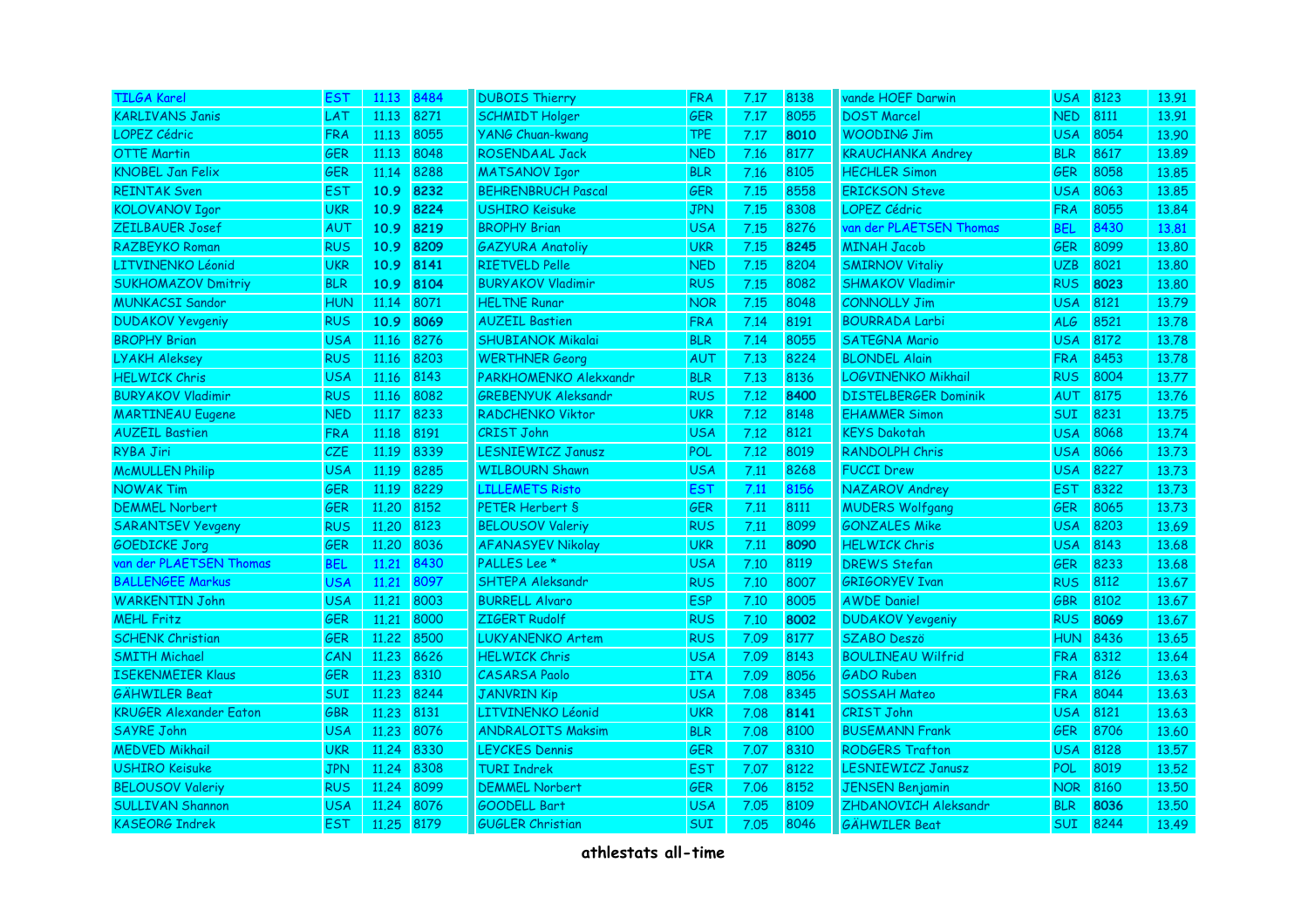| | | | | | | | | | | | |
|---|---|---|---|---|---|---|---|---|---|---|---|
| TILGA Karel | EST | 11.13 | 8484 | DUBOIS Thierry | FRA | 7.17 | 8138 | vande HOEF Darwin | USA | 8123 | 13.91 |
| KARLIVANS Janis | LAT | 11.13 | 8271 | SCHMIDT Holger | GER | 7.17 | 8055 | DOST Marcel | NED | 8111 | 13.91 |
| LOPEZ Cédric | FRA | 11.13 | 8055 | YANG Chuan-kwang | TPE | 7.17 | **8010** | WOODING Jim | USA | 8054 | 13.90 |
| OTTE Martin | GER | 11.13 | 8048 | ROSENDAAL Jack | NED | 7.16 | 8177 | KRAUCHANKA Andrey | BLR | 8617 | 13.89 |
| KNOBEL Jan Felix | GER | 11.14 | 8288 | MATSANOV Igor | BLR | 7.16 | 8105 | HECHLER Simon | GER | 8058 | 13.85 |
| REINTAK Sven | EST | **10.9** | **8232** | BEHRENBRUCH Pascal | GER | 7.15 | 8558 | ERICKSON Steve | USA | 8063 | 13.85 |
| KOLOVANOV Igor | UKR | **10.9** | **8224** | USHIRO Keisuke | JPN | 7.15 | 8308 | LOPEZ Cédric | FRA | 8055 | 13.84 |
| ZEILBAUER Josef | AUT | **10.9** | **8219** | BROPHY Brian | USA | 7.15 | 8276 | van der PLAETSEN Thomas | BEL | 8430 | 13.81 |
| RAZBEYKO Roman | RUS | **10.9** | **8209** | GAZYURA Anatoliy | UKR | 7.15 | **8245** | MINAH Jacob | GER | 8099 | 13.80 |
| LITVINENKO Léonid | UKR | **10.9** | **8141** | RIETVELD Pelle | NED | 7.15 | 8204 | SMIRNOV Vitaliy | UZB | 8021 | 13.80 |
| SUKHOMAZOV Dmitriy | BLR | **10.9** | **8104** | BURYAKOV Vladimir | RUS | 7.15 | 8082 | SHMAKOV Vladimir | RUS | **8023** | 13.80 |
| MUNKACSI Sandor | HUN | 11.14 | 8071 | HELTNE Runar | NOR | 7.15 | 8048 | CONNOLLY Jim | USA | 8121 | 13.79 |
| DUDAKOV Yevgeniy | RUS | **10.9** | **8069** | AUZEIL Bastien | FRA | 7.14 | 8191 | BOURRADA Larbi | ALG | 8521 | 13.78 |
| BROPHY Brian | USA | 11.16 | 8276 | SHUBIANOK Mikalai | BLR | 7.14 | 8055 | SATEGNA Mario | USA | 8172 | 13.78 |
| LYAKH Aleksey | RUS | 11.16 | 8203 | WERTHNER Georg | AUT | 7.13 | 8224 | BLONDEL Alain | FRA | 8453 | 13.78 |
| HELWICK Chris | USA | 11.16 | 8143 | PARKHOMENKO Alekxandr | BLR | 7.13 | 8136 | LOGVINENKO Mikhail | RUS | 8004 | 13.77 |
| BURYAKOV Vladimir | RUS | 11.16 | 8082 | GREBENYUK Aleksandr | RUS | 7.12 | **8400** | DISTELBERGER Dominik | AUT | 8175 | 13.76 |
| MARTINEAU Eugene | NED | 11.17 | 8233 | RADCHENKO Viktor | UKR | 7.12 | 8148 | EHAMMER Simon | SUI | 8231 | 13.75 |
| AUZEIL Bastien | FRA | 11.18 | 8191 | CRIST John | USA | 7.12 | 8121 | KEYS Dakotah | USA | 8068 | 13.74 |
| RYBA Jiri | CZE | 11.19 | 8339 | LESNIEWICZ Janusz | POL | 7.12 | 8019 | RANDOLPH Chris | USA | 8066 | 13.73 |
| McMULLEN Philip | USA | 11.19 | 8285 | WILBOURN Shawn | USA | 7.11 | 8268 | FUCCI Drew | USA | 8227 | 13.73 |
| NOWAK Tim | GER | 11.19 | 8229 | LILLEMETS Risto | EST | 7.11 | 8156 | NAZAROV Andrey | EST | 8322 | 13.73 |
| DEMMEL Norbert | GER | 11.20 | 8152 | PETER Herbert § | GER | 7.11 | 8111 | MUDERS Wolfgang | GER | 8065 | 13.73 |
| SARANTSEV Yevgeny | RUS | 11.20 | 8123 | BELOUSOV Valeriy | RUS | 7.11 | 8099 | GONZALES Mike | USA | 8203 | 13.69 |
| GOEDICKE Jorg | GER | 11.20 | 8036 | AFANASYEV Nikolay | UKR | 7.11 | **8090** | HELWICK Chris | USA | 8143 | 13.68 |
| van der PLAETSEN Thomas | BEL | 11.21 | 8430 | PALLES Lee * | USA | 7.10 | 8119 | DREWS Stefan | GER | 8233 | 13.68 |
| BALLENGEE Markus | USA | 11.21 | 8097 | SHTEPA Aleksandr | RUS | 7.10 | 8007 | GRIGORYEV Ivan | RUS | 8112 | 13.67 |
| WARKENTIN John | USA | 11.21 | 8003 | BURRELL Alvaro | ESP | 7.10 | 8005 | AWDE Daniel | GBR | 8102 | 13.67 |
| MEHL Fritz | GER | 11.21 | 8000 | ZIGERT Rudolf | RUS | 7.10 | **8002** | DUDAKOV Yevgeniy | RUS | **8069** | 13.67 |
| SCHENK Christian | GER | 11.22 | 8500 | LUKYANENKO Artem | RUS | 7.09 | 8177 | SZABO Deszö | HUN | 8436 | 13.65 |
| SMITH Michael | CAN | 11.23 | 8626 | HELWICK Chris | USA | 7.09 | 8143 | BOULINEAU Wilfrid | FRA | 8312 | 13.64 |
| ISEKENMEIER Klaus | GER | 11.23 | 8310 | CASARSA Paolo | ITA | 7.09 | 8056 | GADO Ruben | FRA | 8126 | 13.63 |
| GÄHWILER Beat | SUI | 11.23 | 8244 | JANVRIN Kip | USA | 7.08 | 8345 | SOSSAH Mateo | FRA | 8044 | 13.63 |
| KRUGER Alexander Eaton | GBR | 11.23 | 8131 | LITVINENKO Léonid | UKR | 7.08 | **8141** | CRIST John | USA | 8121 | 13.63 |
| SAYRE John | USA | 11.23 | 8076 | ANDRALOITS Maksim | BLR | 7.08 | 8100 | BUSEMANN Frank | GER | 8706 | 13.60 |
| MEDVED Mikhail | UKR | 11.24 | 8330 | LEYCKES Dennis | GER | 7.07 | 8310 | RODGERS Trafton | USA | 8128 | 13.57 |
| USHIRO Keisuke | JPN | 11.24 | 8308 | TURI Indrek | EST | 7.07 | 8122 | LESNIEWICZ Janusz | POL | 8019 | 13.52 |
| BELOUSOV Valeriy | RUS | 11.24 | 8099 | DEMMEL Norbert | GER | 7.06 | 8152 | JENSEN Benjamin | NOR | 8160 | 13.50 |
| SULLIVAN Shannon | USA | 11.24 | 8076 | GOODELL Bart | USA | 7.05 | 8109 | ZHDANOVICH Aleksandr | BLR | **8036** | 13.50 |
| KASEORG Indrek | EST | 11.25 | 8179 | GUGLER Christian | SUI | 7.05 | 8046 | GÄHWILER Beat | SUI | 8244 | 13.49 |

**athlestats all-time**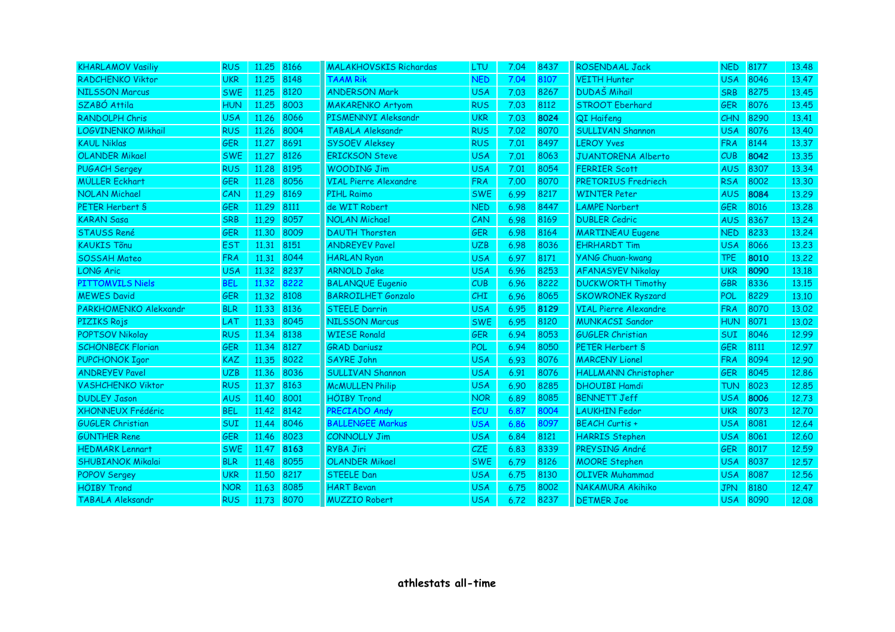| | | | | | | | | | | | | | | |
|---|---|---|---|---|---|---|---|---|---|---|---|---|---|---|
| KHARLAMOV Vasiliy | RUS | 11.25 | 8166 | | MALAKHOVSKIS Richardas | LTU | 7.04 | 8437 | | ROSENDAAL Jack | NED | 8177 | | 13.48 |
| RADCHENKO Viktor | UKR | 11.25 | 8148 | | TAAM Rik | NED | 7.04 | 8107 | | VEITH Hunter | USA | 8046 | | 13.47 |
| NILSSON Marcus | SWE | 11.25 | 8120 | | ANDERSON Mark | USA | 7.03 | 8267 | | DUDAŠ Mihail | SRB | 8275 | | 13.45 |
| SZABÓ Attila | HUN | 11.25 | 8003 | | MAKARENKO Artyom | RUS | 7.03 | 8112 | | STROOT Eberhard | GER | 8076 | | 13.45 |
| RANDOLPH Chris | USA | 11.26 | 8066 | | PISMENNYI Aleksandr | UKR | 7.03 | **8024** | | QI Haifeng | CHN | 8290 | | 13.41 |
| LOGVINENKO Mikhail | RUS | 11.26 | 8004 | | TABALA Aleksandr | RUS | 7.02 | 8070 | | SULLIVAN Shannon | USA | 8076 | | 13.40 |
| KAUL Niklas | GER | 11.27 | 8691 | | SYSOEV Aleksey | RUS | 7.01 | 8497 | | LEROY Yves | FRA | 8144 | | 13.37 |
| OLANDER Mikael | SWE | 11.27 | 8126 | | ERICKSON Steve | USA | 7.01 | 8063 | | JUANTORENA Alberto | CUB | **8042** | | 13.35 |
| PUGACH Sergey | RUS | 11.28 | 8195 | | WOODING Jim | USA | 7.01 | 8054 | | FERRIER Scott | AUS | 8307 | | 13.34 |
| MÜLLER Eckhart | GER | 11.28 | 8056 | | VIAL Pierre Alexandre | FRA | 7.00 | 8070 | | PRETORIUS Fredriech | RSA | 8002 | | 13.30 |
| NOLAN Michael | CAN | 11.29 | 8169 | | PIHL Raimo | SWE | 6.99 | 8217 | | WINTER Peter | AUS | **8084** | | 13.29 |
| PETER Herbert § | GER | 11.29 | 8111 | | de WIT Robert | NED | 6.98 | 8447 | | LAMPE Norbert | GER | 8016 | | 13.28 |
| KARAN Sasa | SRB | 11.29 | 8057 | | NOLAN Michael | CAN | 6.98 | 8169 | | DUBLER Cedric | AUS | 8367 | | 13.24 |
| STAUSS René | GER | 11.30 | 8009 | | DAUTH Thorsten | GER | 6.98 | 8164 | | MARTINEAU Eugene | NED | 8233 | | 13.24 |
| KAUKIS Tõnu | EST | 11.31 | 8151 | | ANDREYEV Pavel | UZB | 6.98 | 8036 | | EHRHARDT Tim | USA | 8066 | | 13.23 |
| SOSSAH Mateo | FRA | 11.31 | 8044 | | HARLAN Ryan | USA | 6.97 | 8171 | | YANG Chuan-kwang | TPE | **8010** | | 13.22 |
| LONG Aric | USA | 11.32 | 8237 | | ARNOLD Jake | USA | 6.96 | 8253 | | AFANASYEV Nikolay | UKR | **8090** | | 13.18 |
| PITTOMVILS Niels | BEL | 11.32 | 8222 | | BALANQUE Eugenio | CUB | 6.96 | 8222 | | DUCKWORTH Timothy | GBR | 8336 | | 13.15 |
| MEWES David | GER | 11.32 | 8108 | | BARROILHET Gonzalo | CHI | 6.96 | 8065 | | SKOWRONEK Ryszard | POL | 8229 | | 13.10 |
| PARKHOMENKO Alekxandr | BLR | 11.33 | 8136 | | STEELE Darrin | USA | 6.95 | **8129** | | VIAL Pierre Alexandre | FRA | 8070 | | 13.02 |
| PIZIKS Rojs | LAT | 11.33 | 8045 | | NILSSON Marcus | SWE | 6.95 | 8120 | | MUNKACSI Sandor | HUN | 8071 | | 13.02 |
| POPTSOV Nikolay | RUS | 11.34 | 8138 | | WIESE Ronald | GER | 6.94 | 8053 | | GUGLER Christian | SUI | 8046 | | 12.99 |
| SCHÖNBECK Florian | GER | 11.34 | 8127 | | GRAD Dariusz | POL | 6.94 | 8050 | | PETER Herbert § | GER | 8111 | | 12.97 |
| PUPCHONOK Igor | KAZ | 11.35 | 8022 | | SAYRE John | USA | 6.93 | 8076 | | MARCENY Lionel | FRA | 8094 | | 12.90 |
| ANDREYEV Pavel | UZB | 11.36 | 8036 | | SULLIVAN Shannon | USA | 6.91 | 8076 | | HALLMANN Christopher | GER | 8045 | | 12.86 |
| VASHCHENKO Viktor | RUS | 11.37 | 8163 | | McMULLEN Philip | USA | 6.90 | 8285 | | DHOUIBI Hamdi | TUN | 8023 | | 12.85 |
| DUDLEY Jason | AUS | 11.40 | 8001 | | HÖIBY Trond | NOR | 6.89 | 8085 | | BENNETT Jeff | USA | **8006** | | 12.73 |
| XHONNEUX Frédéric | BEL | 11.42 | 8142 | | PRECIADO Andy | ECU | 6.87 | 8004 | | LAUKHIN Fedor | UKR | 8073 | | 12.70 |
| GUGLER Christian | SUI | 11.44 | 8046 | | BALLENGEE Markus | USA | 6.86 | 8097 | | BEACH Curtis + | USA | 8081 | | 12.64 |
| GÜNTHER Rene | GER | 11.46 | 8023 | | CONNOLLY Jim | USA | 6.84 | 8121 | | HARRIS Stephen | USA | 8061 | | 12.60 |
| HEDMARK Lennart | SWE | 11.47 | **8163** | | RYBA Jiri | CZE | 6.83 | 8339 | | PREYSING André | GER | 8017 | | 12.59 |
| SHUBIANOK Mikalai | BLR | 11.48 | 8055 | | OLANDER Mikael | SWE | 6.79 | 8126 | | MOORE Stephen | USA | 8037 | | 12.57 |
| POPOV Sergey | UKR | 11.50 | 8217 | | STEELE Dan | USA | 6.75 | 8130 | | OLIVER Muhammad | USA | 8087 | | 12.56 |
| HÖIBY Trond | NOR | 11.63 | 8085 | | HART Bevan | USA | 6.75 | 8002 | | NAKAMURA Akihiko | JPN | 8180 | | 12.47 |
| TABALA Aleksandr | RUS | 11.73 | 8070 | | MUZZIO Robert | USA | 6.72 | 8237 | | DETMER Joe | USA | 8090 | | 12.08 |

**athlestats all-time**